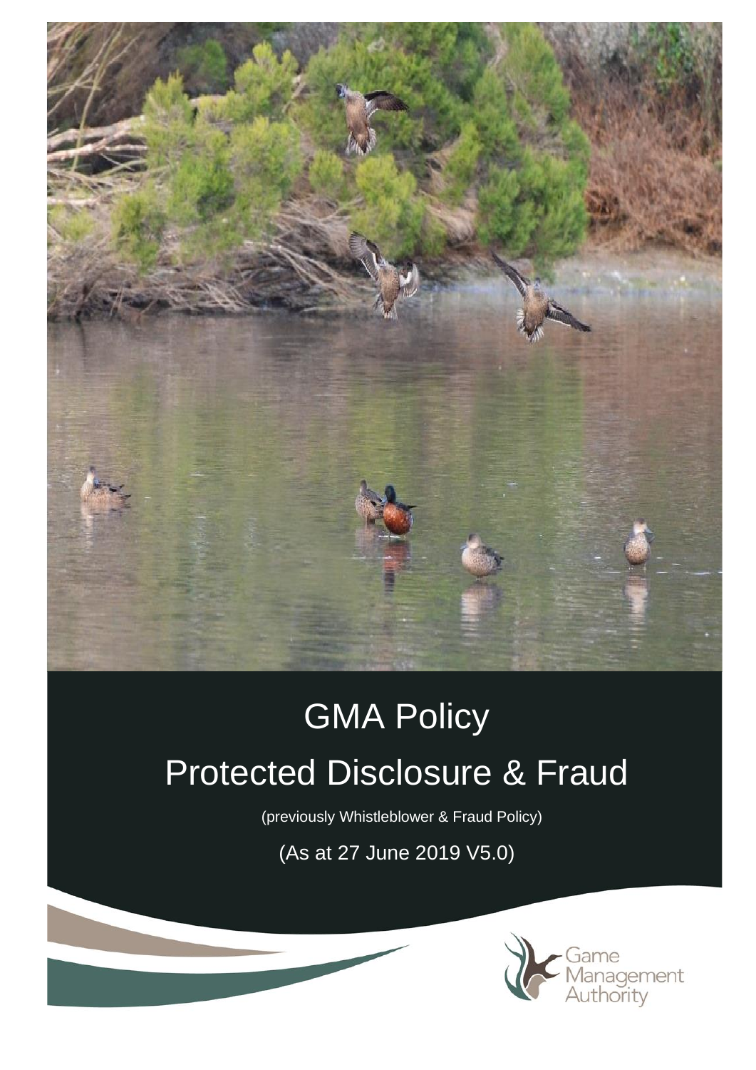# GMA Policy

# Protected Disclosure & Fraud

(previously Whistleblower & Fraud Policy)

(As at 27 June 2019 V5.0)

Game Management Authority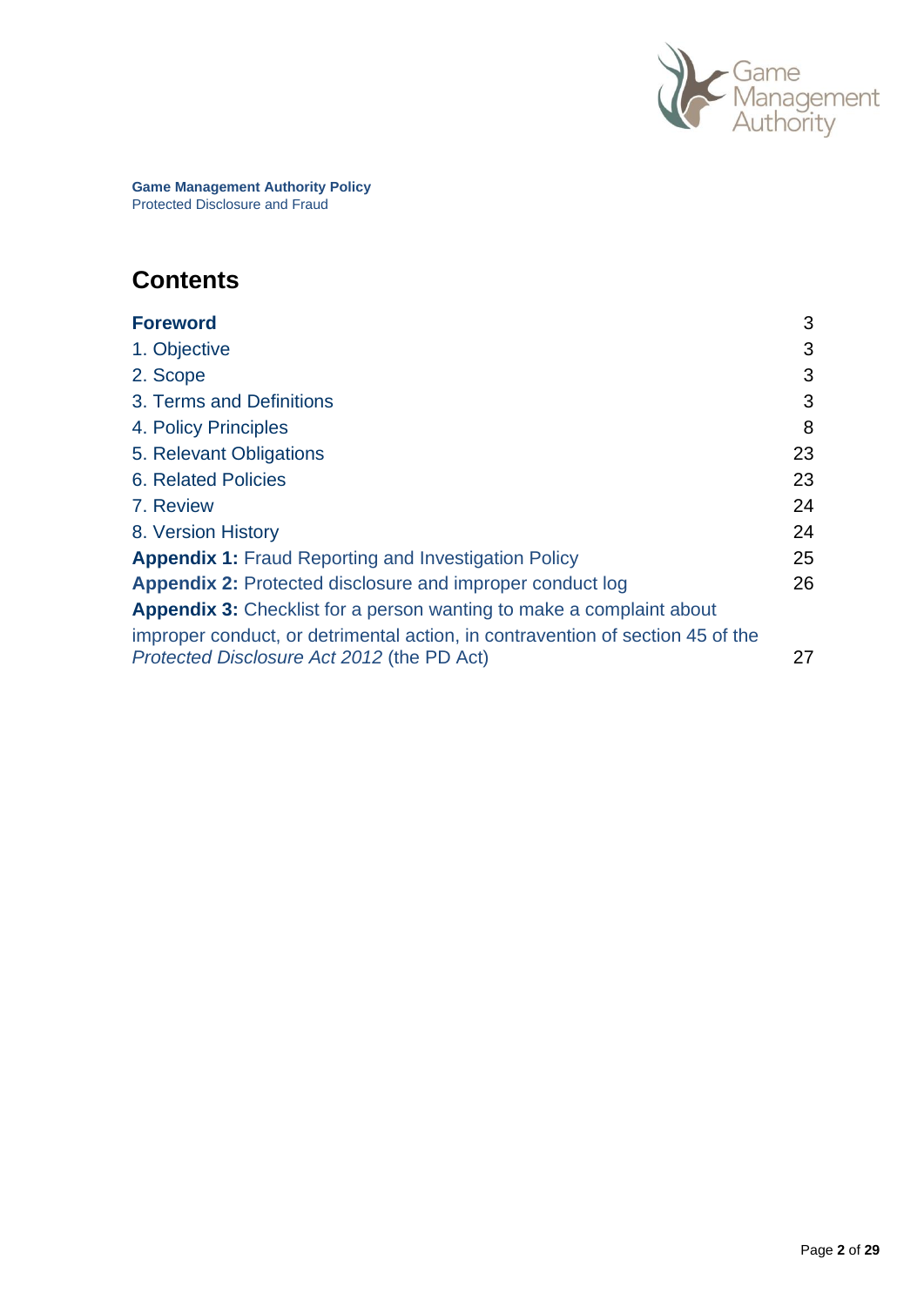**Game Management Authority Policy**
Protected Disclosure and Fraud

## Contents

| | |
|---|---|
| **Foreword** | 3 |
| 1. Objective | 3 |
| 2. Scope | 3 |
| 3. Terms and Definitions | 3 |
| 4. Policy Principles | 8 |
| 5. Relevant Obligations | 23 |
| 6. Related Policies | 23 |
| 7. Review | 24 |
| 8. Version History | 24 |
| **Appendix 1:** Fraud Reporting and Investigation Policy | 25 |
| **Appendix 2:** Protected disclosure and improper conduct log | 26 |
| **Appendix 3:** Checklist for a person wanting to make a complaint about improper conduct, or detrimental action, in contravention of section 45 of the *Protected Disclosure Act 2012* (the PD Act) | 27 |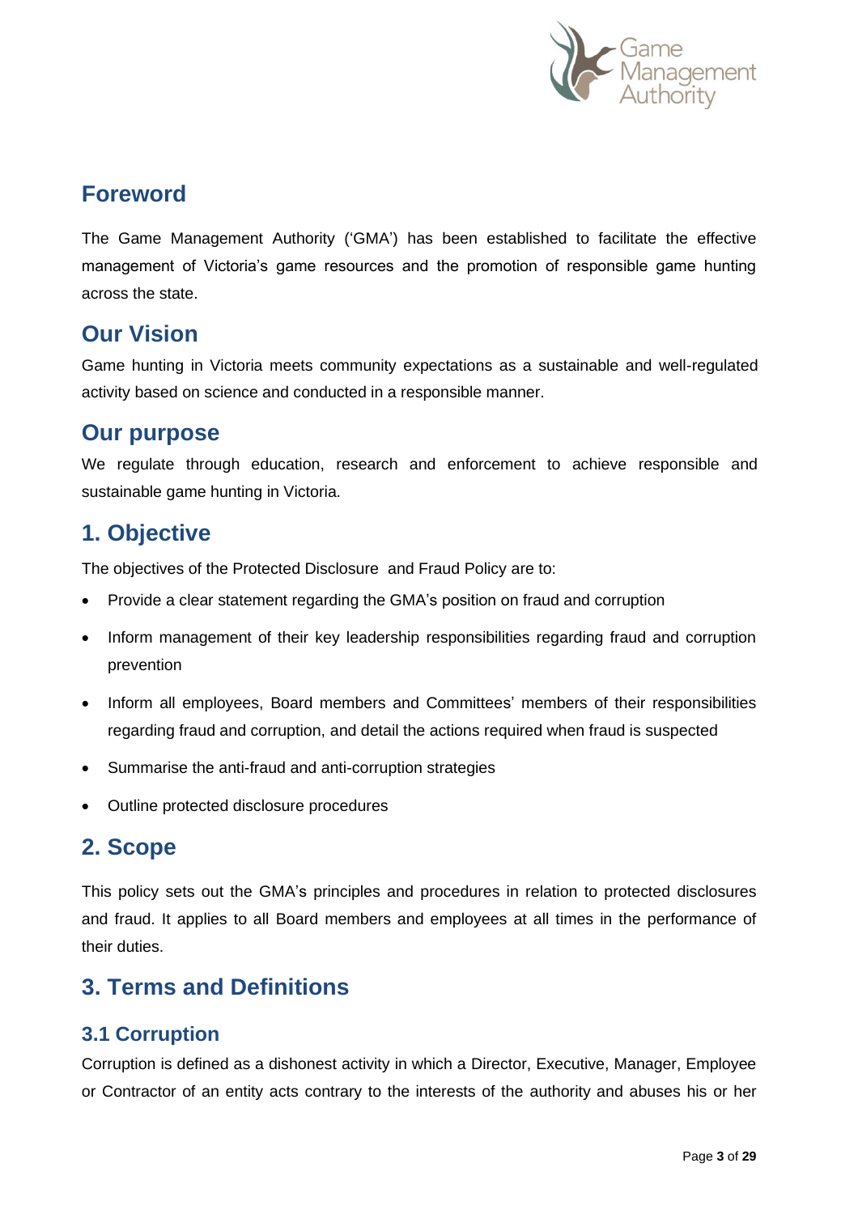## Foreword

The Game Management Authority ('GMA') has been established to facilitate the effective management of Victoria's game resources and the promotion of responsible game hunting across the state.

## Our Vision

Game hunting in Victoria meets community expectations as a sustainable and well-regulated activity based on science and conducted in a responsible manner.

## Our purpose

We regulate through education, research and enforcement to achieve responsible and sustainable game hunting in Victoria.

## 1. Objective

The objectives of the Protected Disclosure and Fraud Policy are to:

- Provide a clear statement regarding the GMA's position on fraud and corruption
- Inform management of their key leadership responsibilities regarding fraud and corruption prevention
- Inform all employees, Board members and Committees' members of their responsibilities regarding fraud and corruption, and detail the actions required when fraud is suspected
- Summarise the anti-fraud and anti-corruption strategies
- Outline protected disclosure procedures

## 2. Scope

This policy sets out the GMA's principles and procedures in relation to protected disclosures and fraud. It applies to all Board members and employees at all times in the performance of their duties.

## 3. Terms and Definitions

### 3.1 Corruption

Corruption is defined as a dishonest activity in which a Director, Executive, Manager, Employee or Contractor of an entity acts contrary to the interests of the authority and abuses his or her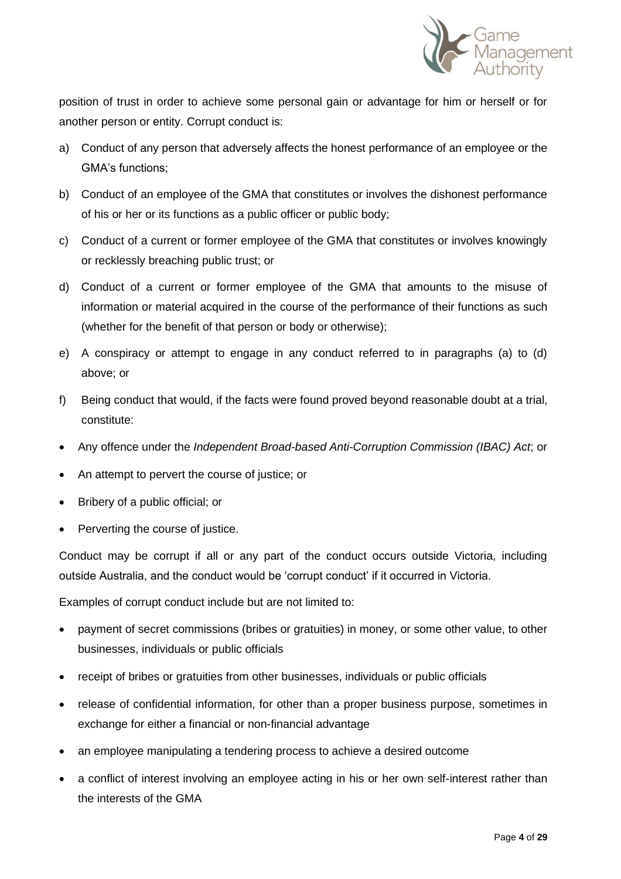position of trust in order to achieve some personal gain or advantage for him or herself or for another person or entity. Corrupt conduct is:

a) Conduct of any person that adversely affects the honest performance of an employee or the GMA's functions;

b) Conduct of an employee of the GMA that constitutes or involves the dishonest performance of his or her or its functions as a public officer or public body;

c) Conduct of a current or former employee of the GMA that constitutes or involves knowingly or recklessly breaching public trust; or

d) Conduct of a current or former employee of the GMA that amounts to the misuse of information or material acquired in the course of the performance of their functions as such (whether for the benefit of that person or body or otherwise);

e) A conspiracy or attempt to engage in any conduct referred to in paragraphs (a) to (d) above; or

f) Being conduct that would, if the facts were found proved beyond reasonable doubt at a trial, constitute:

- Any offence under the *Independent Broad-based Anti-Corruption Commission (IBAC) Act*; or
- An attempt to pervert the course of justice; or
- Bribery of a public official; or
- Perverting the course of justice.

Conduct may be corrupt if all or any part of the conduct occurs outside Victoria, including outside Australia, and the conduct would be 'corrupt conduct' if it occurred in Victoria.

Examples of corrupt conduct include but are not limited to:

- payment of secret commissions (bribes or gratuities) in money, or some other value, to other businesses, individuals or public officials
- receipt of bribes or gratuities from other businesses, individuals or public officials
- release of confidential information, for other than a proper business purpose, sometimes in exchange for either a financial or non-financial advantage
- an employee manipulating a tendering process to achieve a desired outcome
- a conflict of interest involving an employee acting in his or her own self-interest rather than the interests of the GMA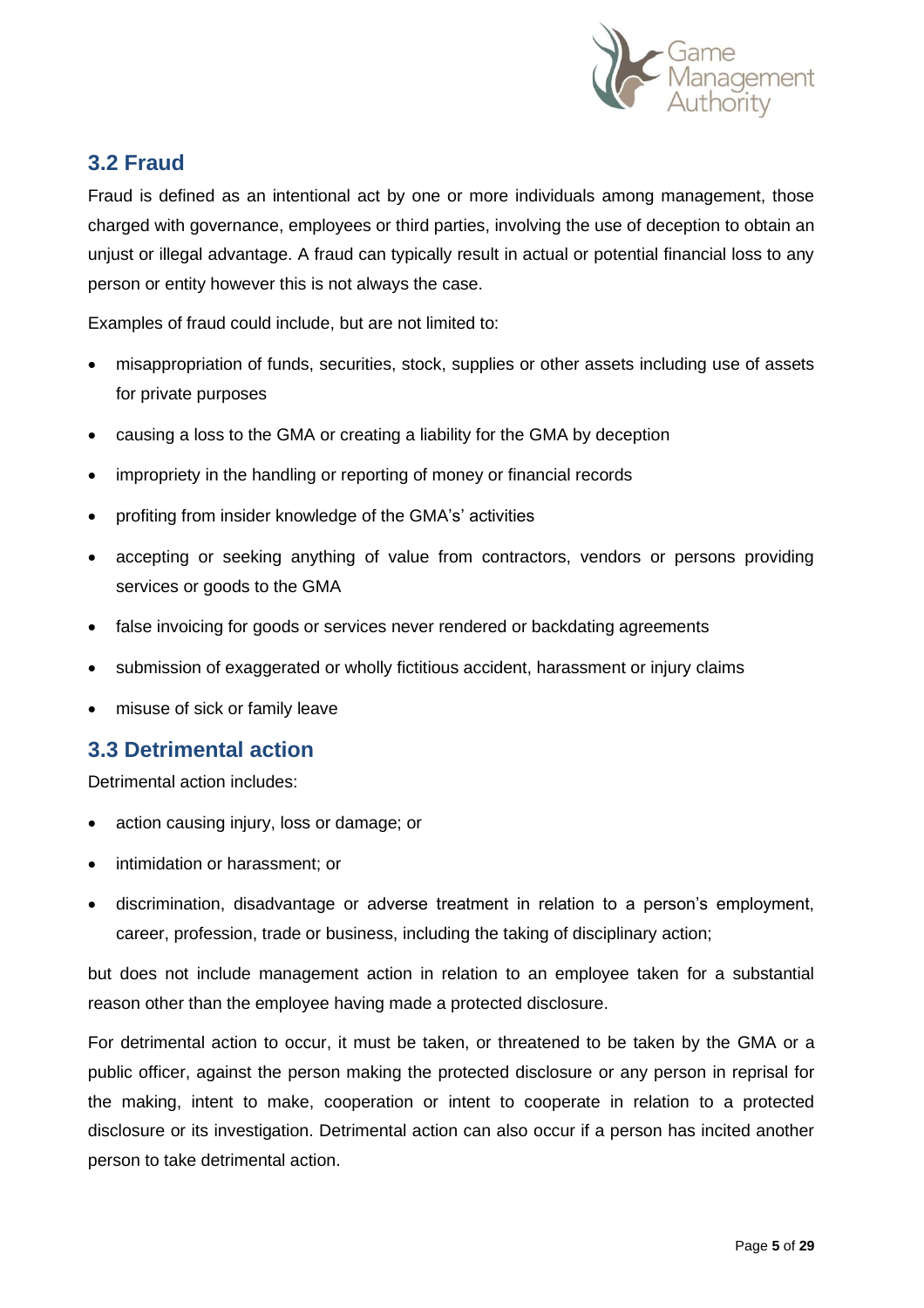## 3.2 Fraud

Fraud is defined as an intentional act by one or more individuals among management, those charged with governance, employees or third parties, involving the use of deception to obtain an unjust or illegal advantage. A fraud can typically result in actual or potential financial loss to any person or entity however this is not always the case.

Examples of fraud could include, but are not limited to:

- misappropriation of funds, securities, stock, supplies or other assets including use of assets for private purposes
- causing a loss to the GMA or creating a liability for the GMA by deception
- impropriety in the handling or reporting of money or financial records
- profiting from insider knowledge of the GMA's' activities
- accepting or seeking anything of value from contractors, vendors or persons providing services or goods to the GMA
- false invoicing for goods or services never rendered or backdating agreements
- submission of exaggerated or wholly fictitious accident, harassment or injury claims
- misuse of sick or family leave

## 3.3 Detrimental action

Detrimental action includes:

- action causing injury, loss or damage; or
- intimidation or harassment; or
- discrimination, disadvantage or adverse treatment in relation to a person's employment, career, profession, trade or business, including the taking of disciplinary action;

but does not include management action in relation to an employee taken for a substantial reason other than the employee having made a protected disclosure.

For detrimental action to occur, it must be taken, or threatened to be taken by the GMA or a public officer, against the person making the protected disclosure or any person in reprisal for the making, intent to make, cooperation or intent to cooperate in relation to a protected disclosure or its investigation. Detrimental action can also occur if a person has incited another person to take detrimental action.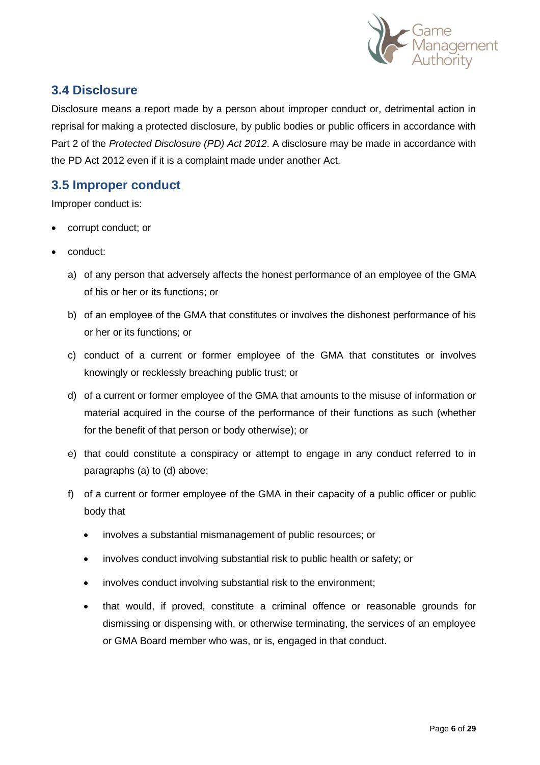## 3.4 Disclosure

Disclosure means a report made by a person about improper conduct or, detrimental action in reprisal for making a protected disclosure, by public bodies or public officers in accordance with Part 2 of the *Protected Disclosure (PD) Act 2012*. A disclosure may be made in accordance with the PD Act 2012 even if it is a complaint made under another Act.

## 3.5 Improper conduct

Improper conduct is:

- corrupt conduct; or
- conduct:
  a) of any person that adversely affects the honest performance of an employee of the GMA of his or her or its functions; or
  b) of an employee of the GMA that constitutes or involves the dishonest performance of his or her or its functions; or
  c) conduct of a current or former employee of the GMA that constitutes or involves knowingly or recklessly breaching public trust; or
  d) of a current or former employee of the GMA that amounts to the misuse of information or material acquired in the course of the performance of their functions as such (whether for the benefit of that person or body otherwise); or
  e) that could constitute a conspiracy or attempt to engage in any conduct referred to in paragraphs (a) to (d) above;
  f) of a current or former employee of the GMA in their capacity of a public officer or public body that
     - involves a substantial mismanagement of public resources; or
     - involves conduct involving substantial risk to public health or safety; or
     - involves conduct involving substantial risk to the environment;
     - that would, if proved, constitute a criminal offence or reasonable grounds for dismissing or dispensing with, or otherwise terminating, the services of an employee or GMA Board member who was, or is, engaged in that conduct.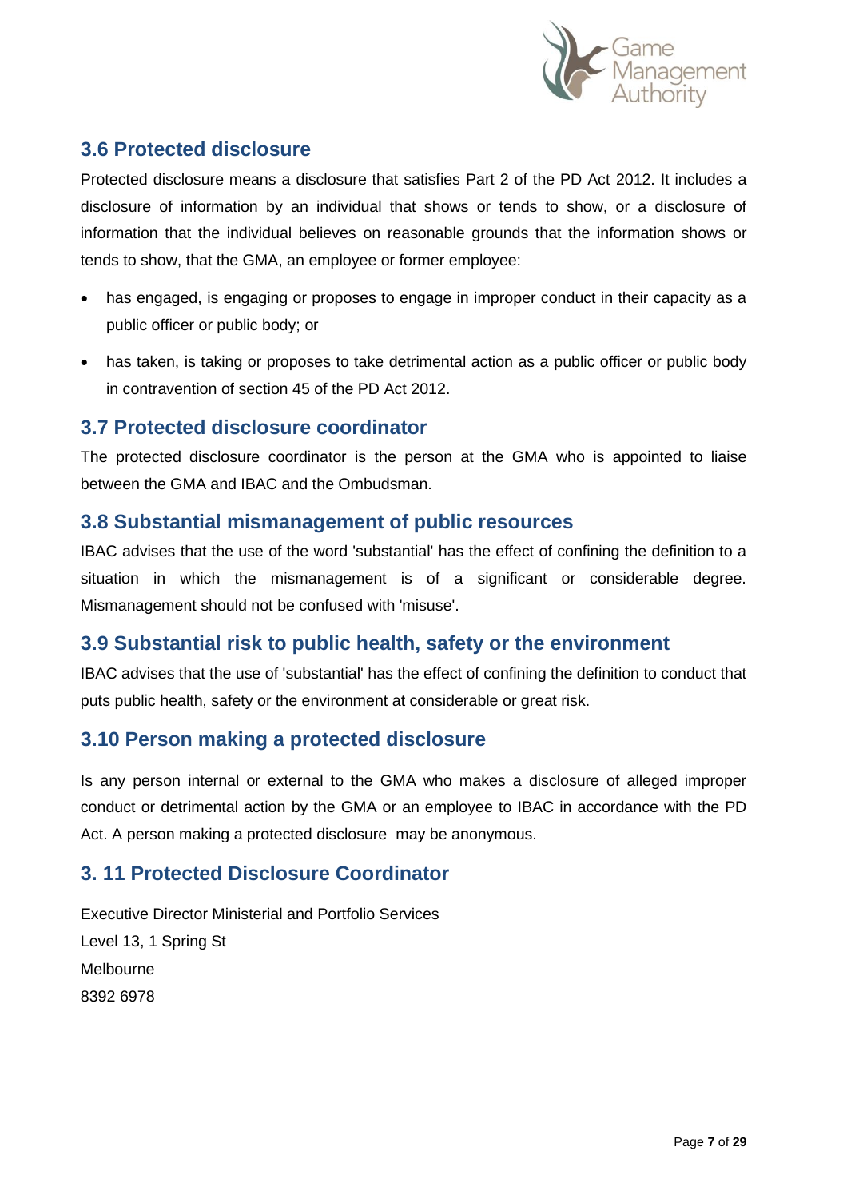## 3.6 Protected disclosure

Protected disclosure means a disclosure that satisfies Part 2 of the PD Act 2012. It includes a disclosure of information by an individual that shows or tends to show, or a disclosure of information that the individual believes on reasonable grounds that the information shows or tends to show, that the GMA, an employee or former employee:

- has engaged, is engaging or proposes to engage in improper conduct in their capacity as a public officer or public body; or
- has taken, is taking or proposes to take detrimental action as a public officer or public body in contravention of section 45 of the PD Act 2012.

## 3.7 Protected disclosure coordinator

The protected disclosure coordinator is the person at the GMA who is appointed to liaise between the GMA and IBAC and the Ombudsman.

## 3.8 Substantial mismanagement of public resources

IBAC advises that the use of the word 'substantial' has the effect of confining the definition to a situation in which the mismanagement is of a significant or considerable degree. Mismanagement should not be confused with 'misuse'.

## 3.9 Substantial risk to public health, safety or the environment

IBAC advises that the use of 'substantial' has the effect of confining the definition to conduct that puts public health, safety or the environment at considerable or great risk.

## 3.10 Person making a protected disclosure

Is any person internal or external to the GMA who makes a disclosure of alleged improper conduct or detrimental action by the GMA or an employee to IBAC in accordance with the PD Act. A person making a protected disclosure may be anonymous.

## 3. 11 Protected Disclosure Coordinator

Executive Director Ministerial and Portfolio Services
Level 13, 1 Spring St
Melbourne
8392 6978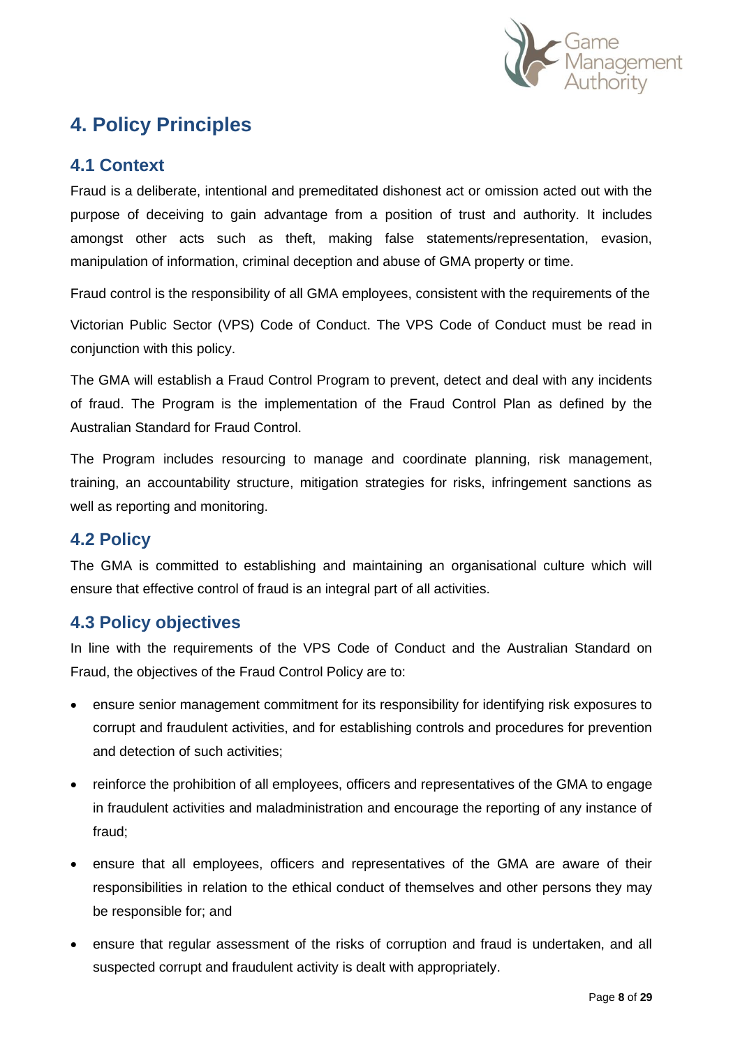# 4. Policy Principles

## 4.1 Context

Fraud is a deliberate, intentional and premeditated dishonest act or omission acted out with the purpose of deceiving to gain advantage from a position of trust and authority. It includes amongst other acts such as theft, making false statements/representation, evasion, manipulation of information, criminal deception and abuse of GMA property or time.

Fraud control is the responsibility of all GMA employees, consistent with the requirements of the Victorian Public Sector (VPS) Code of Conduct. The VPS Code of Conduct must be read in conjunction with this policy.

The GMA will establish a Fraud Control Program to prevent, detect and deal with any incidents of fraud. The Program is the implementation of the Fraud Control Plan as defined by the Australian Standard for Fraud Control.

The Program includes resourcing to manage and coordinate planning, risk management, training, an accountability structure, mitigation strategies for risks, infringement sanctions as well as reporting and monitoring.

## 4.2 Policy

The GMA is committed to establishing and maintaining an organisational culture which will ensure that effective control of fraud is an integral part of all activities.

## 4.3 Policy objectives

In line with the requirements of the VPS Code of Conduct and the Australian Standard on Fraud, the objectives of the Fraud Control Policy are to:

- ensure senior management commitment for its responsibility for identifying risk exposures to corrupt and fraudulent activities, and for establishing controls and procedures for prevention and detection of such activities;
- reinforce the prohibition of all employees, officers and representatives of the GMA to engage in fraudulent activities and maladministration and encourage the reporting of any instance of fraud;
- ensure that all employees, officers and representatives of the GMA are aware of their responsibilities in relation to the ethical conduct of themselves and other persons they may be responsible for; and
- ensure that regular assessment of the risks of corruption and fraud is undertaken, and all suspected corrupt and fraudulent activity is dealt with appropriately.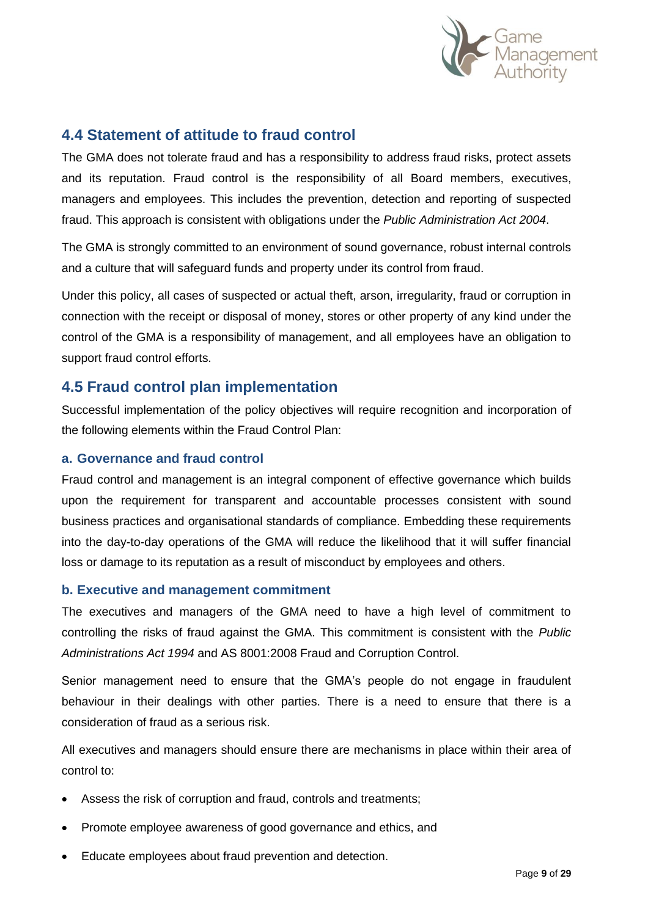## 4.4 Statement of attitude to fraud control

The GMA does not tolerate fraud and has a responsibility to address fraud risks, protect assets and its reputation. Fraud control is the responsibility of all Board members, executives, managers and employees. This includes the prevention, detection and reporting of suspected fraud. This approach is consistent with obligations under the *Public Administration Act 2004*.

The GMA is strongly committed to an environment of sound governance, robust internal controls and a culture that will safeguard funds and property under its control from fraud.

Under this policy, all cases of suspected or actual theft, arson, irregularity, fraud or corruption in connection with the receipt or disposal of money, stores or other property of any kind under the control of the GMA is a responsibility of management, and all employees have an obligation to support fraud control efforts.

## 4.5 Fraud control plan implementation

Successful implementation of the policy objectives will require recognition and incorporation of the following elements within the Fraud Control Plan:

### a. Governance and fraud control

Fraud control and management is an integral component of effective governance which builds upon the requirement for transparent and accountable processes consistent with sound business practices and organisational standards of compliance. Embedding these requirements into the day-to-day operations of the GMA will reduce the likelihood that it will suffer financial loss or damage to its reputation as a result of misconduct by employees and others.

### b. Executive and management commitment

The executives and managers of the GMA need to have a high level of commitment to controlling the risks of fraud against the GMA. This commitment is consistent with the *Public Administrations Act 1994* and AS 8001:2008 Fraud and Corruption Control.

Senior management need to ensure that the GMA's people do not engage in fraudulent behaviour in their dealings with other parties. There is a need to ensure that there is a consideration of fraud as a serious risk.

All executives and managers should ensure there are mechanisms in place within their area of control to:

- Assess the risk of corruption and fraud, controls and treatments;
- Promote employee awareness of good governance and ethics, and
- Educate employees about fraud prevention and detection.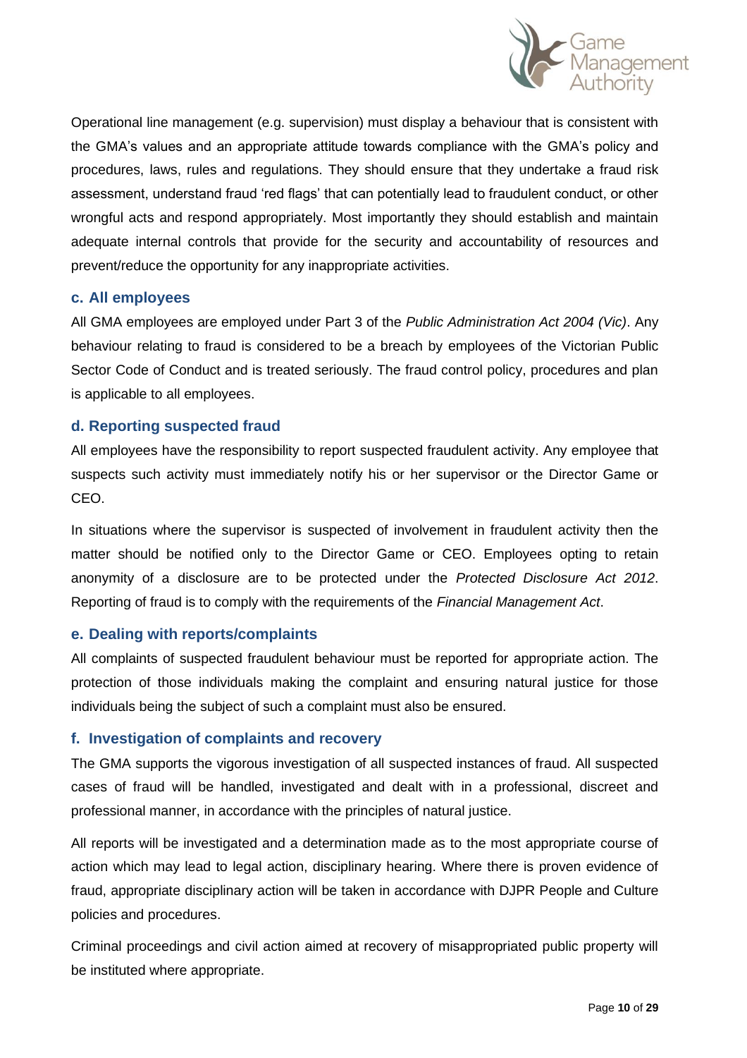Operational line management (e.g. supervision) must display a behaviour that is consistent with the GMA's values and an appropriate attitude towards compliance with the GMA's policy and procedures, laws, rules and regulations. They should ensure that they undertake a fraud risk assessment, understand fraud 'red flags' that can potentially lead to fraudulent conduct, or other wrongful acts and respond appropriately. Most importantly they should establish and maintain adequate internal controls that provide for the security and accountability of resources and prevent/reduce the opportunity for any inappropriate activities.

### c. All employees

All GMA employees are employed under Part 3 of the *Public Administration Act 2004 (Vic)*. Any behaviour relating to fraud is considered to be a breach by employees of the Victorian Public Sector Code of Conduct and is treated seriously. The fraud control policy, procedures and plan is applicable to all employees.

### d. Reporting suspected fraud

All employees have the responsibility to report suspected fraudulent activity. Any employee that suspects such activity must immediately notify his or her supervisor or the Director Game or CEO.

In situations where the supervisor is suspected of involvement in fraudulent activity then the matter should be notified only to the Director Game or CEO. Employees opting to retain anonymity of a disclosure are to be protected under the *Protected Disclosure Act 2012*. Reporting of fraud is to comply with the requirements of the *Financial Management Act*.

### e. Dealing with reports/complaints

All complaints of suspected fraudulent behaviour must be reported for appropriate action. The protection of those individuals making the complaint and ensuring natural justice for those individuals being the subject of such a complaint must also be ensured.

### f. Investigation of complaints and recovery

The GMA supports the vigorous investigation of all suspected instances of fraud. All suspected cases of fraud will be handled, investigated and dealt with in a professional, discreet and professional manner, in accordance with the principles of natural justice.

All reports will be investigated and a determination made as to the most appropriate course of action which may lead to legal action, disciplinary hearing. Where there is proven evidence of fraud, appropriate disciplinary action will be taken in accordance with DJPR People and Culture policies and procedures.

Criminal proceedings and civil action aimed at recovery of misappropriated public property will be instituted where appropriate.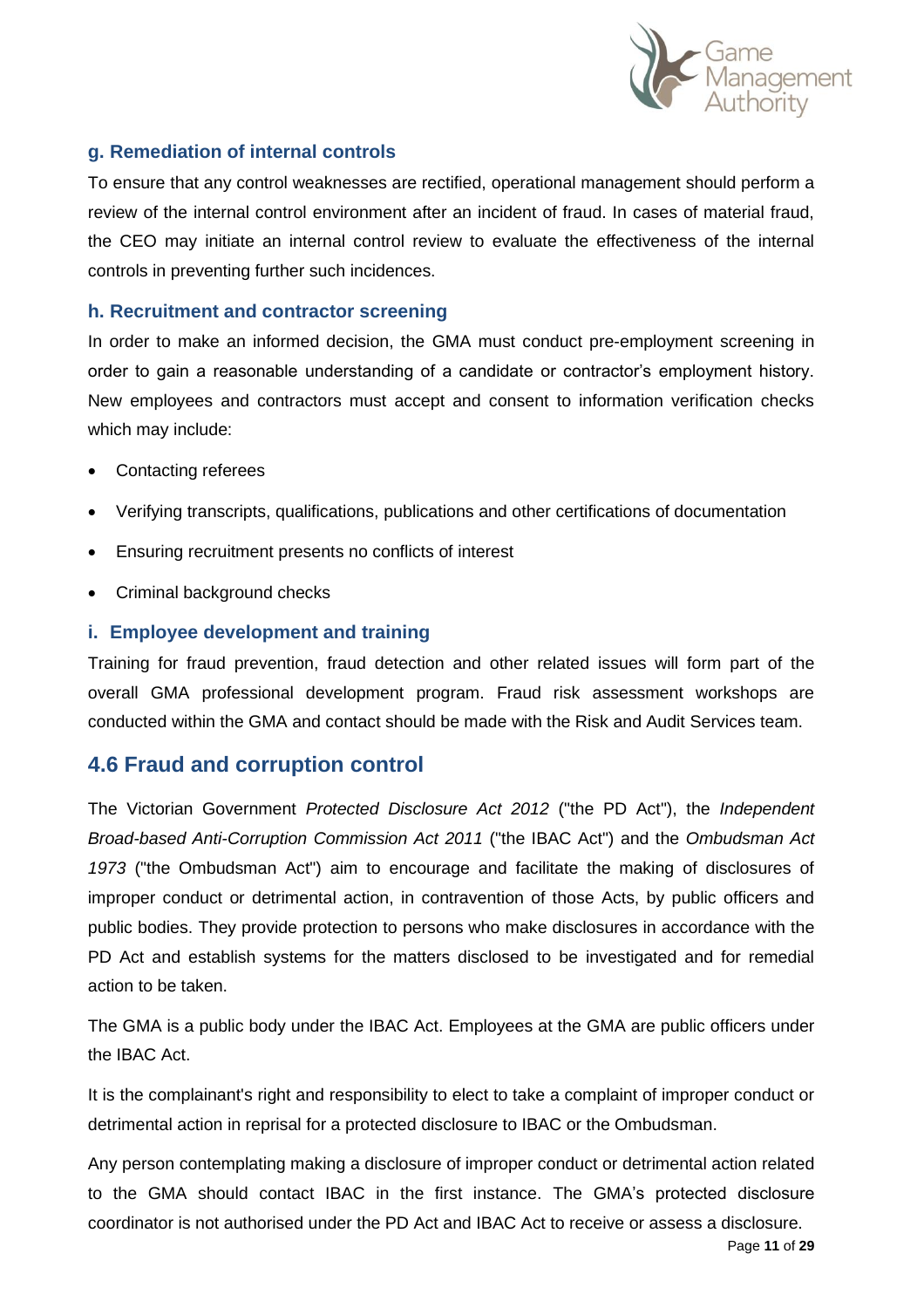### g. Remediation of internal controls

To ensure that any control weaknesses are rectified, operational management should perform a review of the internal control environment after an incident of fraud. In cases of material fraud, the CEO may initiate an internal control review to evaluate the effectiveness of the internal controls in preventing further such incidences.

### h. Recruitment and contractor screening

In order to make an informed decision, the GMA must conduct pre-employment screening in order to gain a reasonable understanding of a candidate or contractor's employment history. New employees and contractors must accept and consent to information verification checks which may include:

- Contacting referees
- Verifying transcripts, qualifications, publications and other certifications of documentation
- Ensuring recruitment presents no conflicts of interest
- Criminal background checks

### i. Employee development and training

Training for fraud prevention, fraud detection and other related issues will form part of the overall GMA professional development program. Fraud risk assessment workshops are conducted within the GMA and contact should be made with the Risk and Audit Services team.

## 4.6 Fraud and corruption control

The Victorian Government *Protected Disclosure Act 2012* ("the PD Act"), the *Independent Broad-based Anti-Corruption Commission Act 2011* ("the IBAC Act") and the *Ombudsman Act 1973* ("the Ombudsman Act") aim to encourage and facilitate the making of disclosures of improper conduct or detrimental action, in contravention of those Acts, by public officers and public bodies. They provide protection to persons who make disclosures in accordance with the PD Act and establish systems for the matters disclosed to be investigated and for remedial action to be taken.

The GMA is a public body under the IBAC Act. Employees at the GMA are public officers under the IBAC Act.

It is the complainant's right and responsibility to elect to take a complaint of improper conduct or detrimental action in reprisal for a protected disclosure to IBAC or the Ombudsman.

Any person contemplating making a disclosure of improper conduct or detrimental action related to the GMA should contact IBAC in the first instance. The GMA's protected disclosure coordinator is not authorised under the PD Act and IBAC Act to receive or assess a disclosure.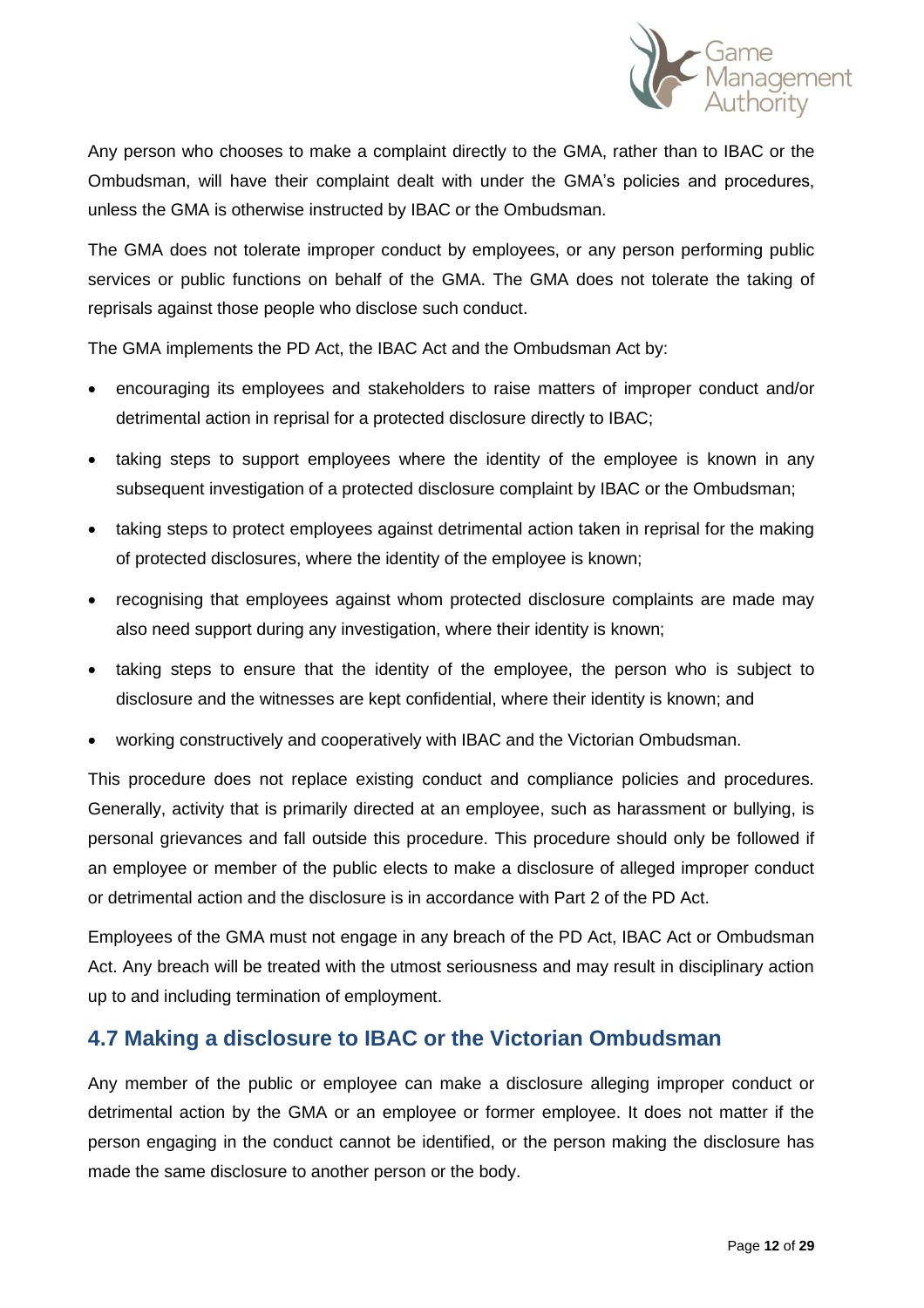Any person who chooses to make a complaint directly to the GMA, rather than to IBAC or the Ombudsman, will have their complaint dealt with under the GMA's policies and procedures, unless the GMA is otherwise instructed by IBAC or the Ombudsman.

The GMA does not tolerate improper conduct by employees, or any person performing public services or public functions on behalf of the GMA. The GMA does not tolerate the taking of reprisals against those people who disclose such conduct.

The GMA implements the PD Act, the IBAC Act and the Ombudsman Act by:

- encouraging its employees and stakeholders to raise matters of improper conduct and/or detrimental action in reprisal for a protected disclosure directly to IBAC;
- taking steps to support employees where the identity of the employee is known in any subsequent investigation of a protected disclosure complaint by IBAC or the Ombudsman;
- taking steps to protect employees against detrimental action taken in reprisal for the making of protected disclosures, where the identity of the employee is known;
- recognising that employees against whom protected disclosure complaints are made may also need support during any investigation, where their identity is known;
- taking steps to ensure that the identity of the employee, the person who is subject to disclosure and the witnesses are kept confidential, where their identity is known; and
- working constructively and cooperatively with IBAC and the Victorian Ombudsman.

This procedure does not replace existing conduct and compliance policies and procedures. Generally, activity that is primarily directed at an employee, such as harassment or bullying, is personal grievances and fall outside this procedure. This procedure should only be followed if an employee or member of the public elects to make a disclosure of alleged improper conduct or detrimental action and the disclosure is in accordance with Part 2 of the PD Act.

Employees of the GMA must not engage in any breach of the PD Act, IBAC Act or Ombudsman Act. Any breach will be treated with the utmost seriousness and may result in disciplinary action up to and including termination of employment.

## 4.7 Making a disclosure to IBAC or the Victorian Ombudsman

Any member of the public or employee can make a disclosure alleging improper conduct or detrimental action by the GMA or an employee or former employee. It does not matter if the person engaging in the conduct cannot be identified, or the person making the disclosure has made the same disclosure to another person or the body.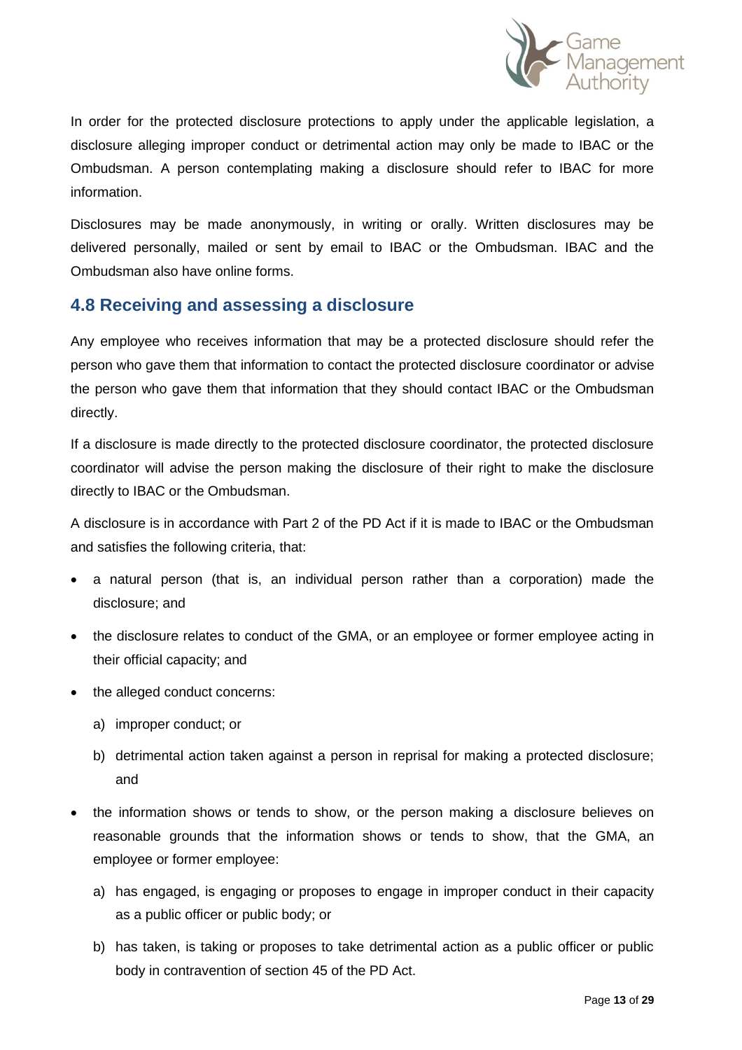In order for the protected disclosure protections to apply under the applicable legislation, a disclosure alleging improper conduct or detrimental action may only be made to IBAC or the Ombudsman. A person contemplating making a disclosure should refer to IBAC for more information.

Disclosures may be made anonymously, in writing or orally. Written disclosures may be delivered personally, mailed or sent by email to IBAC or the Ombudsman. IBAC and the Ombudsman also have online forms.

## 4.8 Receiving and assessing a disclosure

Any employee who receives information that may be a protected disclosure should refer the person who gave them that information to contact the protected disclosure coordinator or advise the person who gave them that information that they should contact IBAC or the Ombudsman directly.

If a disclosure is made directly to the protected disclosure coordinator, the protected disclosure coordinator will advise the person making the disclosure of their right to make the disclosure directly to IBAC or the Ombudsman.

A disclosure is in accordance with Part 2 of the PD Act if it is made to IBAC or the Ombudsman and satisfies the following criteria, that:

- a natural person (that is, an individual person rather than a corporation) made the disclosure; and
- the disclosure relates to conduct of the GMA, or an employee or former employee acting in their official capacity; and
- the alleged conduct concerns:
  a) improper conduct; or
  b) detrimental action taken against a person in reprisal for making a protected disclosure; and
- the information shows or tends to show, or the person making a disclosure believes on reasonable grounds that the information shows or tends to show, that the GMA, an employee or former employee:
  a) has engaged, is engaging or proposes to engage in improper conduct in their capacity as a public officer or public body; or
  b) has taken, is taking or proposes to take detrimental action as a public officer or public body in contravention of section 45 of the PD Act.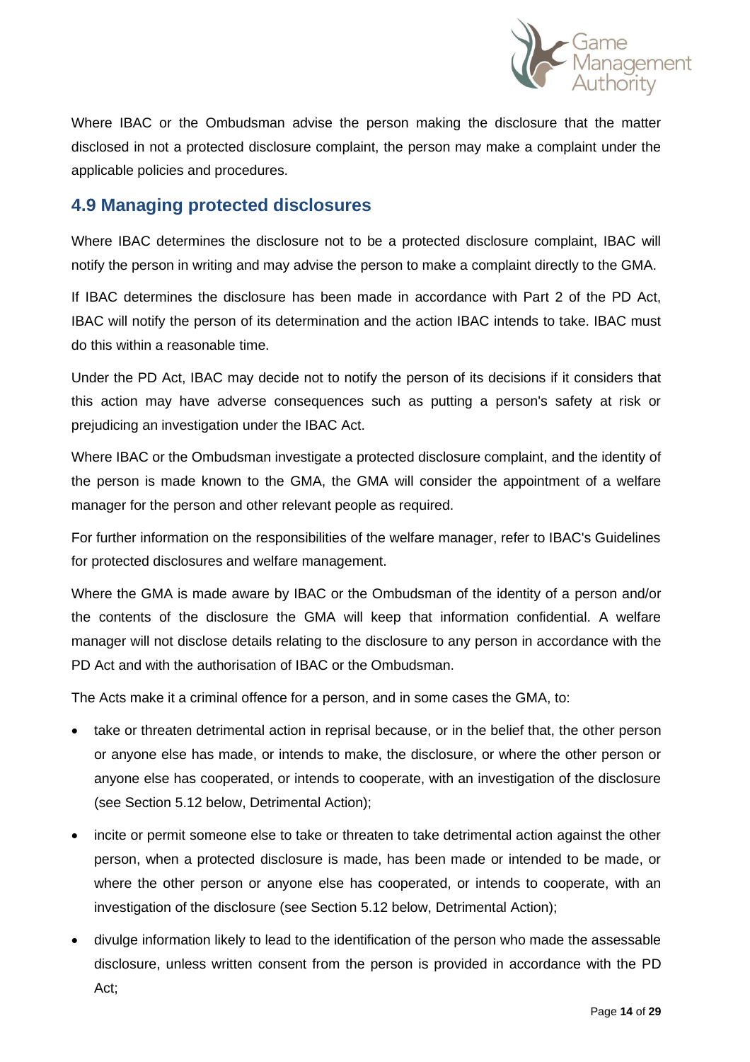Where IBAC or the Ombudsman advise the person making the disclosure that the matter disclosed in not a protected disclosure complaint, the person may make a complaint under the applicable policies and procedures.

## 4.9 Managing protected disclosures

Where IBAC determines the disclosure not to be a protected disclosure complaint, IBAC will notify the person in writing and may advise the person to make a complaint directly to the GMA.

If IBAC determines the disclosure has been made in accordance with Part 2 of the PD Act, IBAC will notify the person of its determination and the action IBAC intends to take. IBAC must do this within a reasonable time.

Under the PD Act, IBAC may decide not to notify the person of its decisions if it considers that this action may have adverse consequences such as putting a person's safety at risk or prejudicing an investigation under the IBAC Act.

Where IBAC or the Ombudsman investigate a protected disclosure complaint, and the identity of the person is made known to the GMA, the GMA will consider the appointment of a welfare manager for the person and other relevant people as required.

For further information on the responsibilities of the welfare manager, refer to IBAC's Guidelines for protected disclosures and welfare management.

Where the GMA is made aware by IBAC or the Ombudsman of the identity of a person and/or the contents of the disclosure the GMA will keep that information confidential. A welfare manager will not disclose details relating to the disclosure to any person in accordance with the PD Act and with the authorisation of IBAC or the Ombudsman.

The Acts make it a criminal offence for a person, and in some cases the GMA, to:

- take or threaten detrimental action in reprisal because, or in the belief that, the other person or anyone else has made, or intends to make, the disclosure, or where the other person or anyone else has cooperated, or intends to cooperate, with an investigation of the disclosure (see Section 5.12 below, Detrimental Action);
- incite or permit someone else to take or threaten to take detrimental action against the other person, when a protected disclosure is made, has been made or intended to be made, or where the other person or anyone else has cooperated, or intends to cooperate, with an investigation of the disclosure (see Section 5.12 below, Detrimental Action);
- divulge information likely to lead to the identification of the person who made the assessable disclosure, unless written consent from the person is provided in accordance with the PD Act;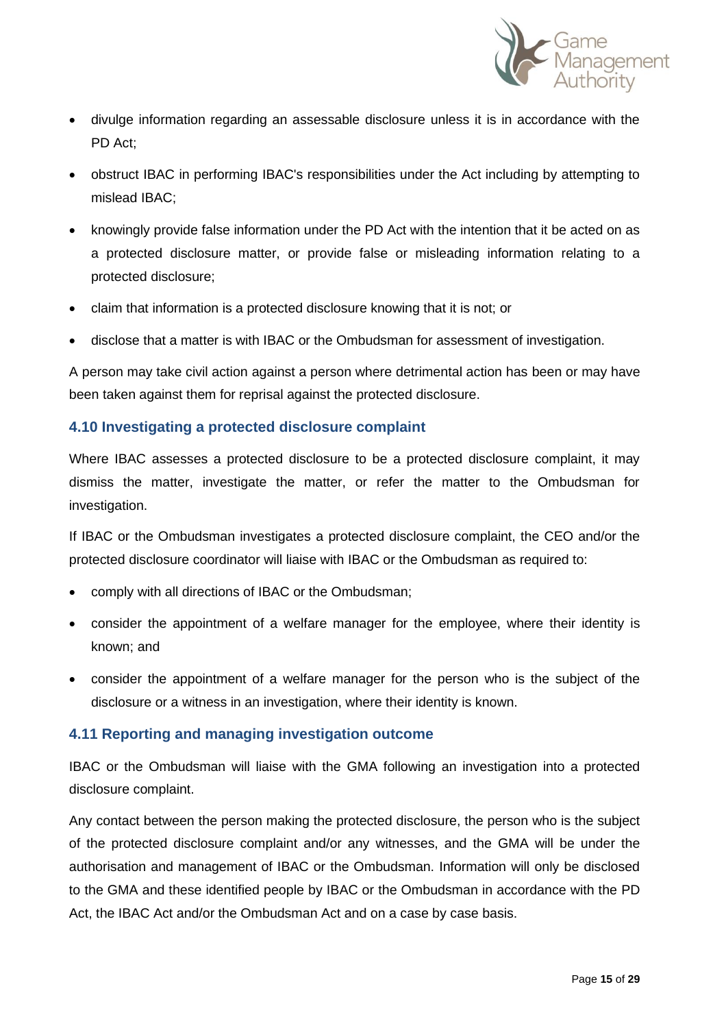- divulge information regarding an assessable disclosure unless it is in accordance with the PD Act;
- obstruct IBAC in performing IBAC's responsibilities under the Act including by attempting to mislead IBAC;
- knowingly provide false information under the PD Act with the intention that it be acted on as a protected disclosure matter, or provide false or misleading information relating to a protected disclosure;
- claim that information is a protected disclosure knowing that it is not; or
- disclose that a matter is with IBAC or the Ombudsman for assessment of investigation.

A person may take civil action against a person where detrimental action has been or may have been taken against them for reprisal against the protected disclosure.

### 4.10 Investigating a protected disclosure complaint

Where IBAC assesses a protected disclosure to be a protected disclosure complaint, it may dismiss the matter, investigate the matter, or refer the matter to the Ombudsman for investigation.

If IBAC or the Ombudsman investigates a protected disclosure complaint, the CEO and/or the protected disclosure coordinator will liaise with IBAC or the Ombudsman as required to:

- comply with all directions of IBAC or the Ombudsman;
- consider the appointment of a welfare manager for the employee, where their identity is known; and
- consider the appointment of a welfare manager for the person who is the subject of the disclosure or a witness in an investigation, where their identity is known.

### 4.11 Reporting and managing investigation outcome

IBAC or the Ombudsman will liaise with the GMA following an investigation into a protected disclosure complaint.

Any contact between the person making the protected disclosure, the person who is the subject of the protected disclosure complaint and/or any witnesses, and the GMA will be under the authorisation and management of IBAC or the Ombudsman. Information will only be disclosed to the GMA and these identified people by IBAC or the Ombudsman in accordance with the PD Act, the IBAC Act and/or the Ombudsman Act and on a case by case basis.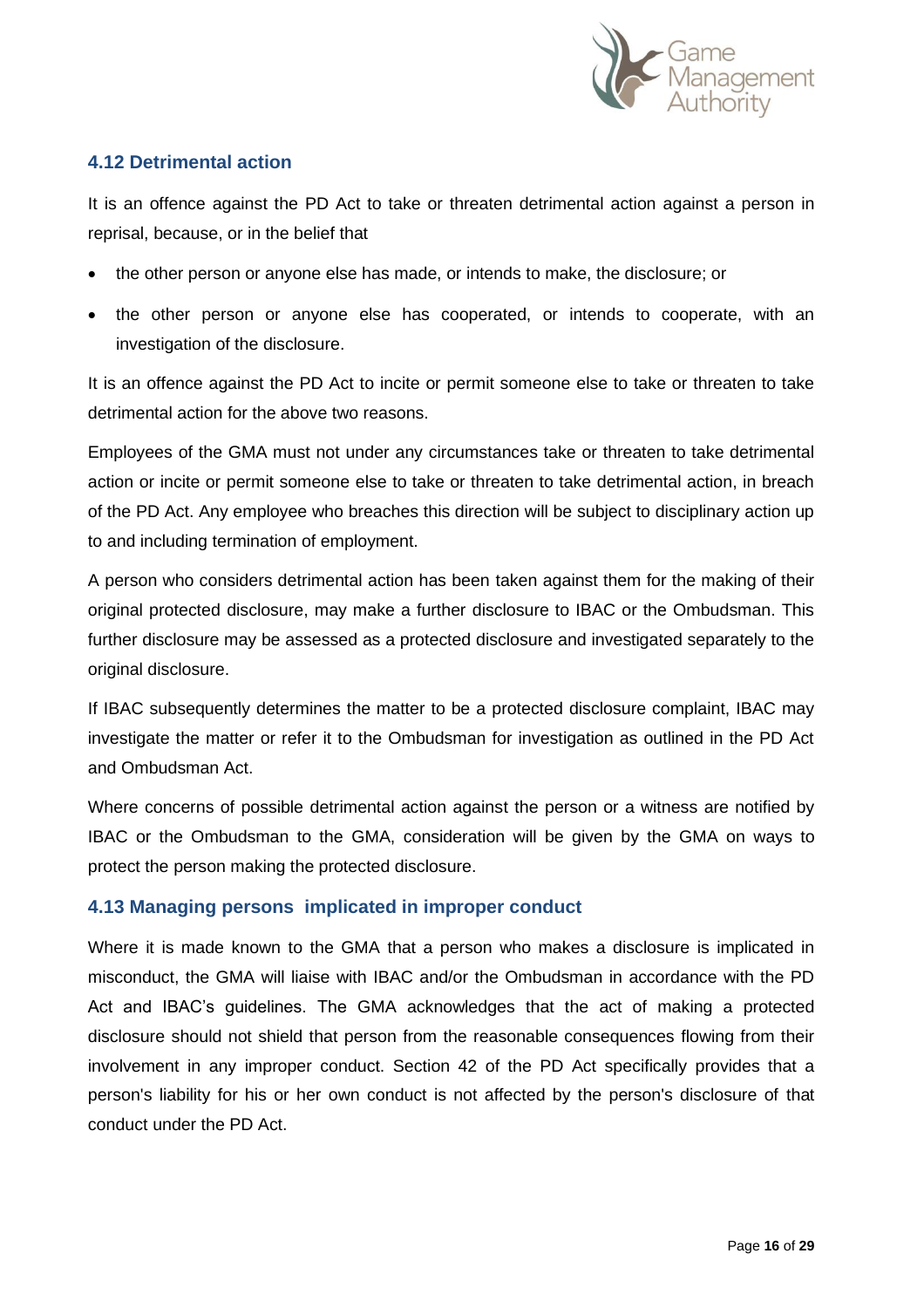### 4.12 Detrimental action

It is an offence against the PD Act to take or threaten detrimental action against a person in reprisal, because, or in the belief that

- the other person or anyone else has made, or intends to make, the disclosure; or
- the other person or anyone else has cooperated, or intends to cooperate, with an investigation of the disclosure.

It is an offence against the PD Act to incite or permit someone else to take or threaten to take detrimental action for the above two reasons.

Employees of the GMA must not under any circumstances take or threaten to take detrimental action or incite or permit someone else to take or threaten to take detrimental action, in breach of the PD Act. Any employee who breaches this direction will be subject to disciplinary action up to and including termination of employment.

A person who considers detrimental action has been taken against them for the making of their original protected disclosure, may make a further disclosure to IBAC or the Ombudsman. This further disclosure may be assessed as a protected disclosure and investigated separately to the original disclosure.

If IBAC subsequently determines the matter to be a protected disclosure complaint, IBAC may investigate the matter or refer it to the Ombudsman for investigation as outlined in the PD Act and Ombudsman Act.

Where concerns of possible detrimental action against the person or a witness are notified by IBAC or the Ombudsman to the GMA, consideration will be given by the GMA on ways to protect the person making the protected disclosure.

### 4.13 Managing persons implicated in improper conduct

Where it is made known to the GMA that a person who makes a disclosure is implicated in misconduct, the GMA will liaise with IBAC and/or the Ombudsman in accordance with the PD Act and IBAC's guidelines. The GMA acknowledges that the act of making a protected disclosure should not shield that person from the reasonable consequences flowing from their involvement in any improper conduct. Section 42 of the PD Act specifically provides that a person's liability for his or her own conduct is not affected by the person's disclosure of that conduct under the PD Act.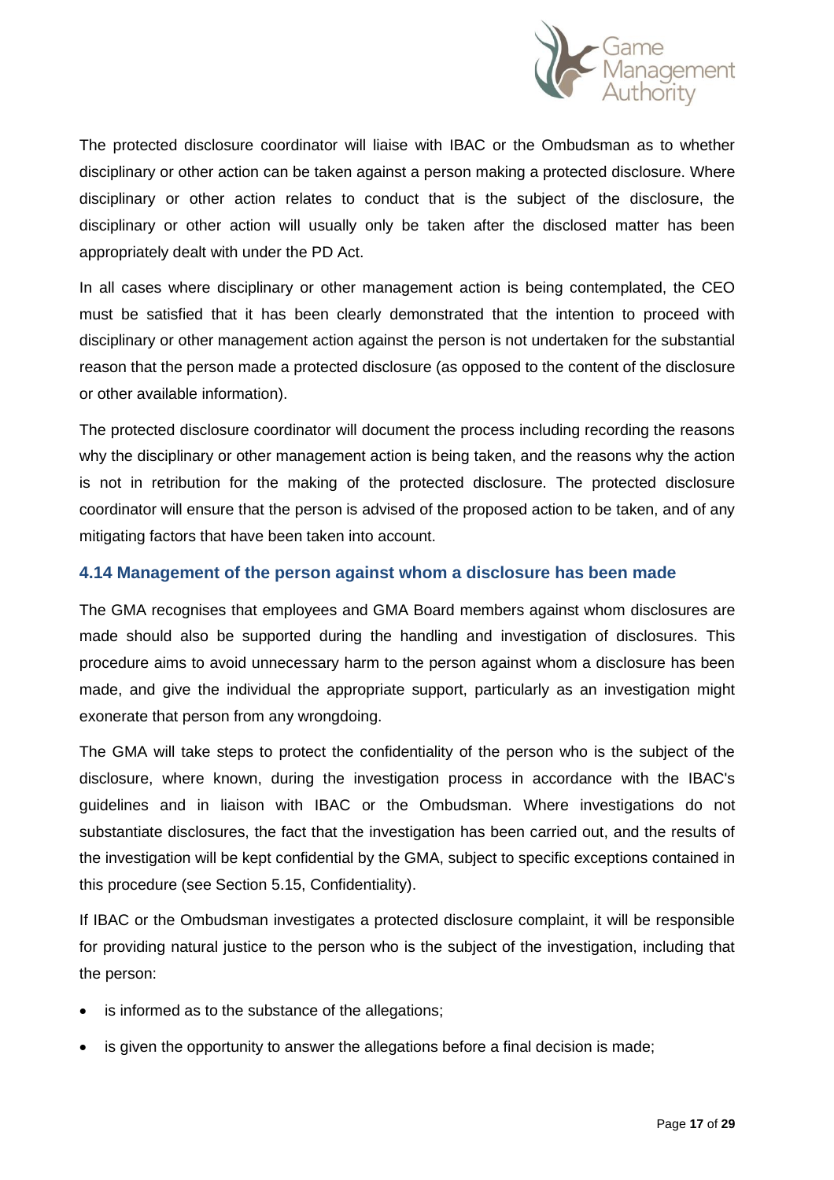The protected disclosure coordinator will liaise with IBAC or the Ombudsman as to whether disciplinary or other action can be taken against a person making a protected disclosure. Where disciplinary or other action relates to conduct that is the subject of the disclosure, the disciplinary or other action will usually only be taken after the disclosed matter has been appropriately dealt with under the PD Act.

In all cases where disciplinary or other management action is being contemplated, the CEO must be satisfied that it has been clearly demonstrated that the intention to proceed with disciplinary or other management action against the person is not undertaken for the substantial reason that the person made a protected disclosure (as opposed to the content of the disclosure or other available information).

The protected disclosure coordinator will document the process including recording the reasons why the disciplinary or other management action is being taken, and the reasons why the action is not in retribution for the making of the protected disclosure. The protected disclosure coordinator will ensure that the person is advised of the proposed action to be taken, and of any mitigating factors that have been taken into account.

### 4.14 Management of the person against whom a disclosure has been made

The GMA recognises that employees and GMA Board members against whom disclosures are made should also be supported during the handling and investigation of disclosures. This procedure aims to avoid unnecessary harm to the person against whom a disclosure has been made, and give the individual the appropriate support, particularly as an investigation might exonerate that person from any wrongdoing.

The GMA will take steps to protect the confidentiality of the person who is the subject of the disclosure, where known, during the investigation process in accordance with the IBAC's guidelines and in liaison with IBAC or the Ombudsman. Where investigations do not substantiate disclosures, the fact that the investigation has been carried out, and the results of the investigation will be kept confidential by the GMA, subject to specific exceptions contained in this procedure (see Section 5.15, Confidentiality).

If IBAC or the Ombudsman investigates a protected disclosure complaint, it will be responsible for providing natural justice to the person who is the subject of the investigation, including that the person:

- is informed as to the substance of the allegations;
- is given the opportunity to answer the allegations before a final decision is made;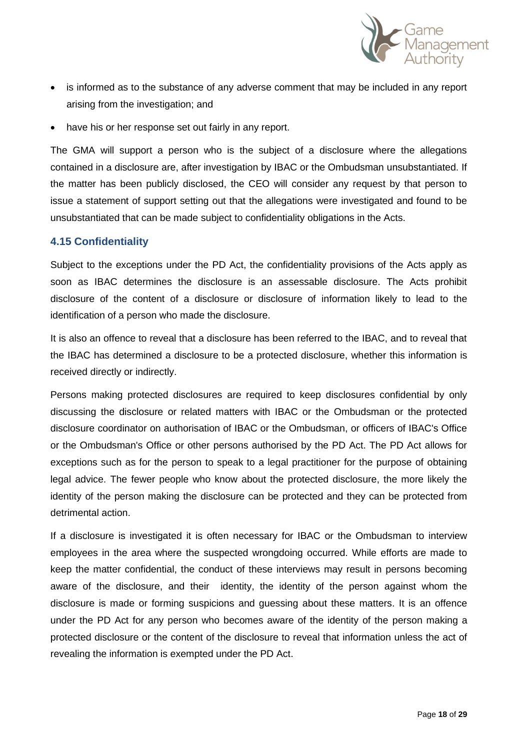- is informed as to the substance of any adverse comment that may be included in any report arising from the investigation; and
- have his or her response set out fairly in any report.

The GMA will support a person who is the subject of a disclosure where the allegations contained in a disclosure are, after investigation by IBAC or the Ombudsman unsubstantiated. If the matter has been publicly disclosed, the CEO will consider any request by that person to issue a statement of support setting out that the allegations were investigated and found to be unsubstantiated that can be made subject to confidentiality obligations in the Acts.

### 4.15 Confidentiality

Subject to the exceptions under the PD Act, the confidentiality provisions of the Acts apply as soon as IBAC determines the disclosure is an assessable disclosure. The Acts prohibit disclosure of the content of a disclosure or disclosure of information likely to lead to the identification of a person who made the disclosure.

It is also an offence to reveal that a disclosure has been referred to the IBAC, and to reveal that the IBAC has determined a disclosure to be a protected disclosure, whether this information is received directly or indirectly.

Persons making protected disclosures are required to keep disclosures confidential by only discussing the disclosure or related matters with IBAC or the Ombudsman or the protected disclosure coordinator on authorisation of IBAC or the Ombudsman, or officers of IBAC's Office or the Ombudsman's Office or other persons authorised by the PD Act. The PD Act allows for exceptions such as for the person to speak to a legal practitioner for the purpose of obtaining legal advice. The fewer people who know about the protected disclosure, the more likely the identity of the person making the disclosure can be protected and they can be protected from detrimental action.

If a disclosure is investigated it is often necessary for IBAC or the Ombudsman to interview employees in the area where the suspected wrongdoing occurred. While efforts are made to keep the matter confidential, the conduct of these interviews may result in persons becoming aware of the disclosure, and their identity, the identity of the person against whom the disclosure is made or forming suspicions and guessing about these matters. It is an offence under the PD Act for any person who becomes aware of the identity of the person making a protected disclosure or the content of the disclosure to reveal that information unless the act of revealing the information is exempted under the PD Act.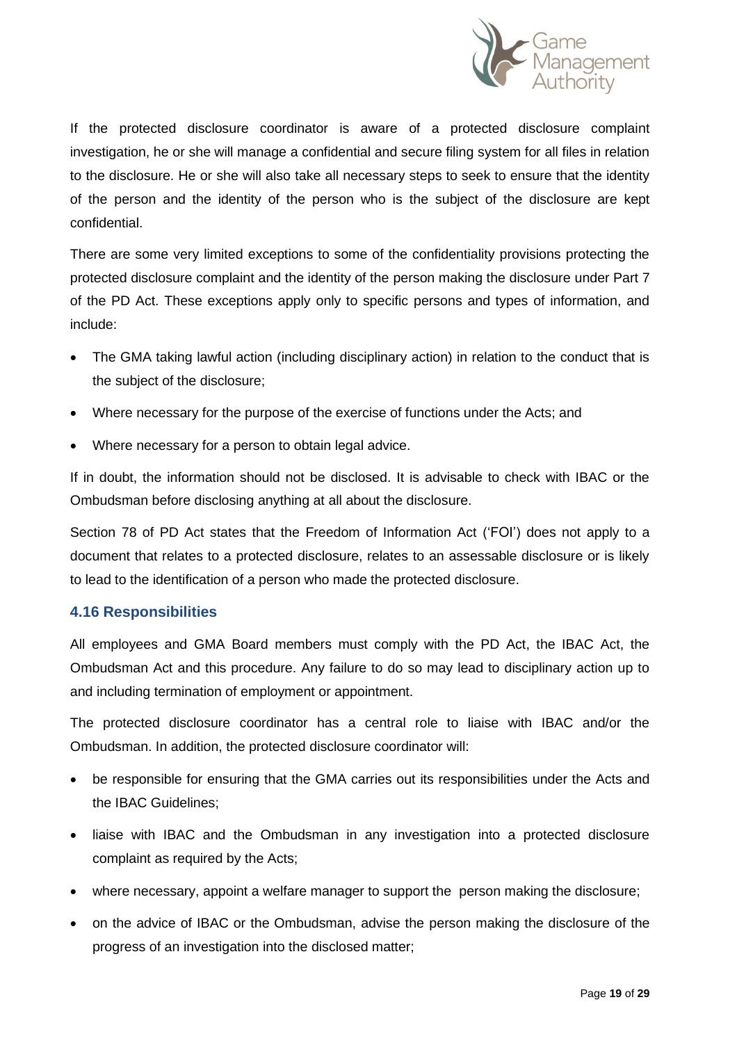If the protected disclosure coordinator is aware of a protected disclosure complaint investigation, he or she will manage a confidential and secure filing system for all files in relation to the disclosure. He or she will also take all necessary steps to seek to ensure that the identity of the person and the identity of the person who is the subject of the disclosure are kept confidential.

There are some very limited exceptions to some of the confidentiality provisions protecting the protected disclosure complaint and the identity of the person making the disclosure under Part 7 of the PD Act. These exceptions apply only to specific persons and types of information, and include:

- The GMA taking lawful action (including disciplinary action) in relation to the conduct that is the subject of the disclosure;
- Where necessary for the purpose of the exercise of functions under the Acts; and
- Where necessary for a person to obtain legal advice.

If in doubt, the information should not be disclosed. It is advisable to check with IBAC or the Ombudsman before disclosing anything at all about the disclosure.

Section 78 of PD Act states that the Freedom of Information Act ('FOI') does not apply to a document that relates to a protected disclosure, relates to an assessable disclosure or is likely to lead to the identification of a person who made the protected disclosure.

### 4.16 Responsibilities

All employees and GMA Board members must comply with the PD Act, the IBAC Act, the Ombudsman Act and this procedure. Any failure to do so may lead to disciplinary action up to and including termination of employment or appointment.

The protected disclosure coordinator has a central role to liaise with IBAC and/or the Ombudsman. In addition, the protected disclosure coordinator will:

- be responsible for ensuring that the GMA carries out its responsibilities under the Acts and the IBAC Guidelines;
- liaise with IBAC and the Ombudsman in any investigation into a protected disclosure complaint as required by the Acts;
- where necessary, appoint a welfare manager to support the person making the disclosure;
- on the advice of IBAC or the Ombudsman, advise the person making the disclosure of the progress of an investigation into the disclosed matter;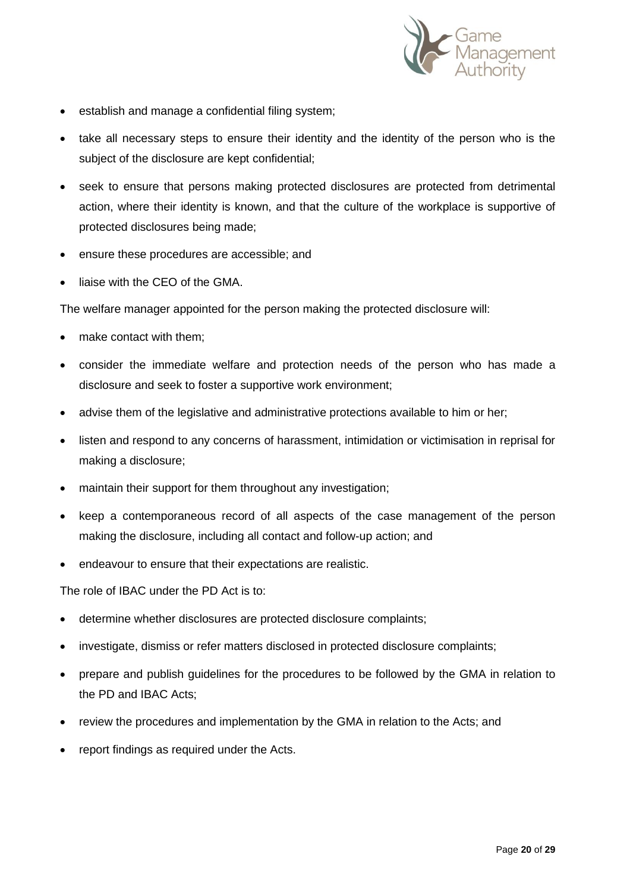- establish and manage a confidential filing system;
- take all necessary steps to ensure their identity and the identity of the person who is the subject of the disclosure are kept confidential;
- seek to ensure that persons making protected disclosures are protected from detrimental action, where their identity is known, and that the culture of the workplace is supportive of protected disclosures being made;
- ensure these procedures are accessible; and
- liaise with the CEO of the GMA.

The welfare manager appointed for the person making the protected disclosure will:

- make contact with them;
- consider the immediate welfare and protection needs of the person who has made a disclosure and seek to foster a supportive work environment;
- advise them of the legislative and administrative protections available to him or her;
- listen and respond to any concerns of harassment, intimidation or victimisation in reprisal for making a disclosure;
- maintain their support for them throughout any investigation;
- keep a contemporaneous record of all aspects of the case management of the person making the disclosure, including all contact and follow-up action; and
- endeavour to ensure that their expectations are realistic.

The role of IBAC under the PD Act is to:

- determine whether disclosures are protected disclosure complaints;
- investigate, dismiss or refer matters disclosed in protected disclosure complaints;
- prepare and publish guidelines for the procedures to be followed by the GMA in relation to the PD and IBAC Acts;
- review the procedures and implementation by the GMA in relation to the Acts; and
- report findings as required under the Acts.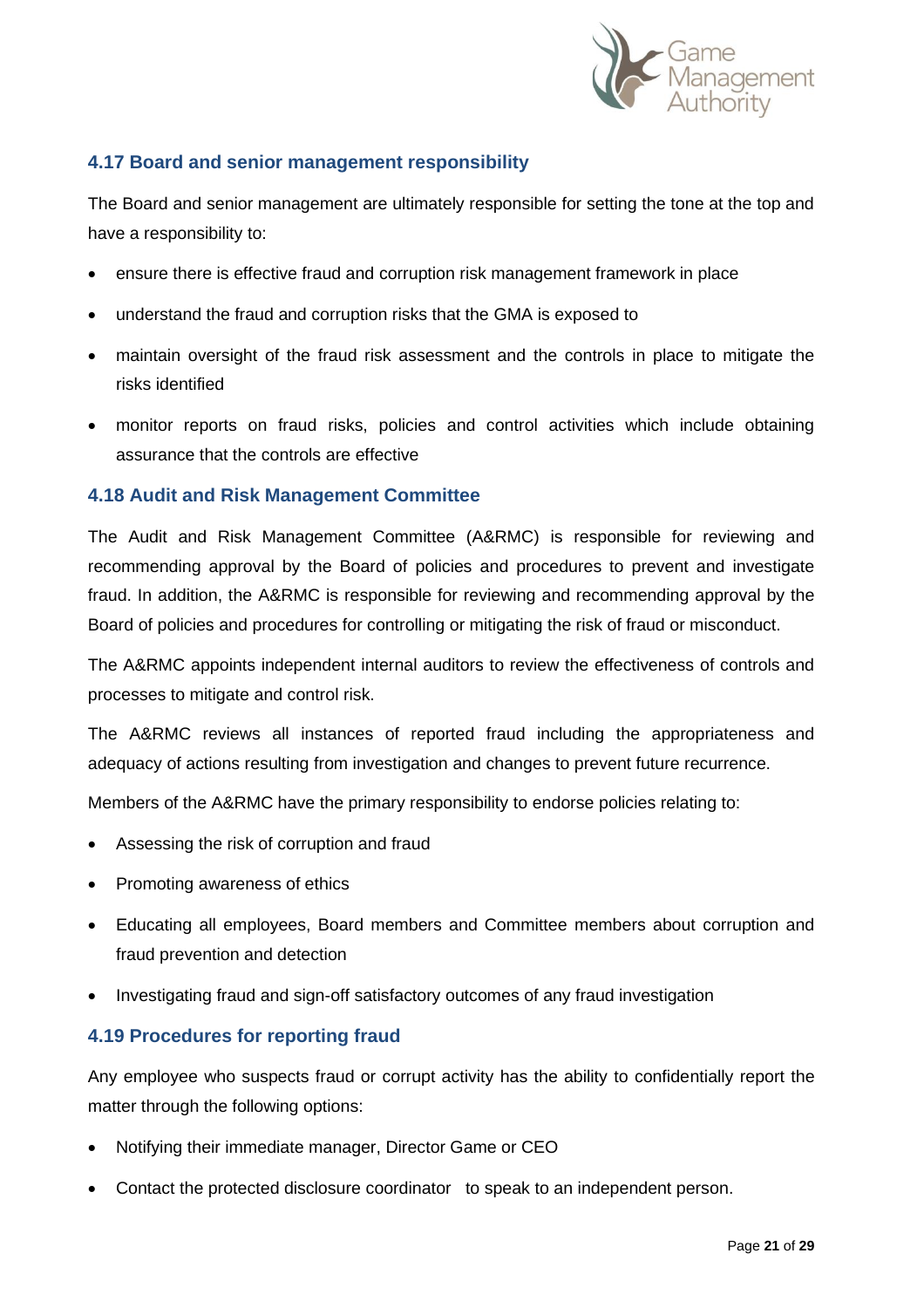### 4.17 Board and senior management responsibility

The Board and senior management are ultimately responsible for setting the tone at the top and have a responsibility to:

- ensure there is effective fraud and corruption risk management framework in place
- understand the fraud and corruption risks that the GMA is exposed to
- maintain oversight of the fraud risk assessment and the controls in place to mitigate the risks identified
- monitor reports on fraud risks, policies and control activities which include obtaining assurance that the controls are effective

### 4.18 Audit and Risk Management Committee

The Audit and Risk Management Committee (A&RMC) is responsible for reviewing and recommending approval by the Board of policies and procedures to prevent and investigate fraud. In addition, the A&RMC is responsible for reviewing and recommending approval by the Board of policies and procedures for controlling or mitigating the risk of fraud or misconduct.

The A&RMC appoints independent internal auditors to review the effectiveness of controls and processes to mitigate and control risk.

The A&RMC reviews all instances of reported fraud including the appropriateness and adequacy of actions resulting from investigation and changes to prevent future recurrence.

Members of the A&RMC have the primary responsibility to endorse policies relating to:

- Assessing the risk of corruption and fraud
- Promoting awareness of ethics
- Educating all employees, Board members and Committee members about corruption and fraud prevention and detection
- Investigating fraud and sign-off satisfactory outcomes of any fraud investigation

### 4.19 Procedures for reporting fraud

Any employee who suspects fraud or corrupt activity has the ability to confidentially report the matter through the following options:

- Notifying their immediate manager, Director Game or CEO
- Contact the protected disclosure coordinator to speak to an independent person.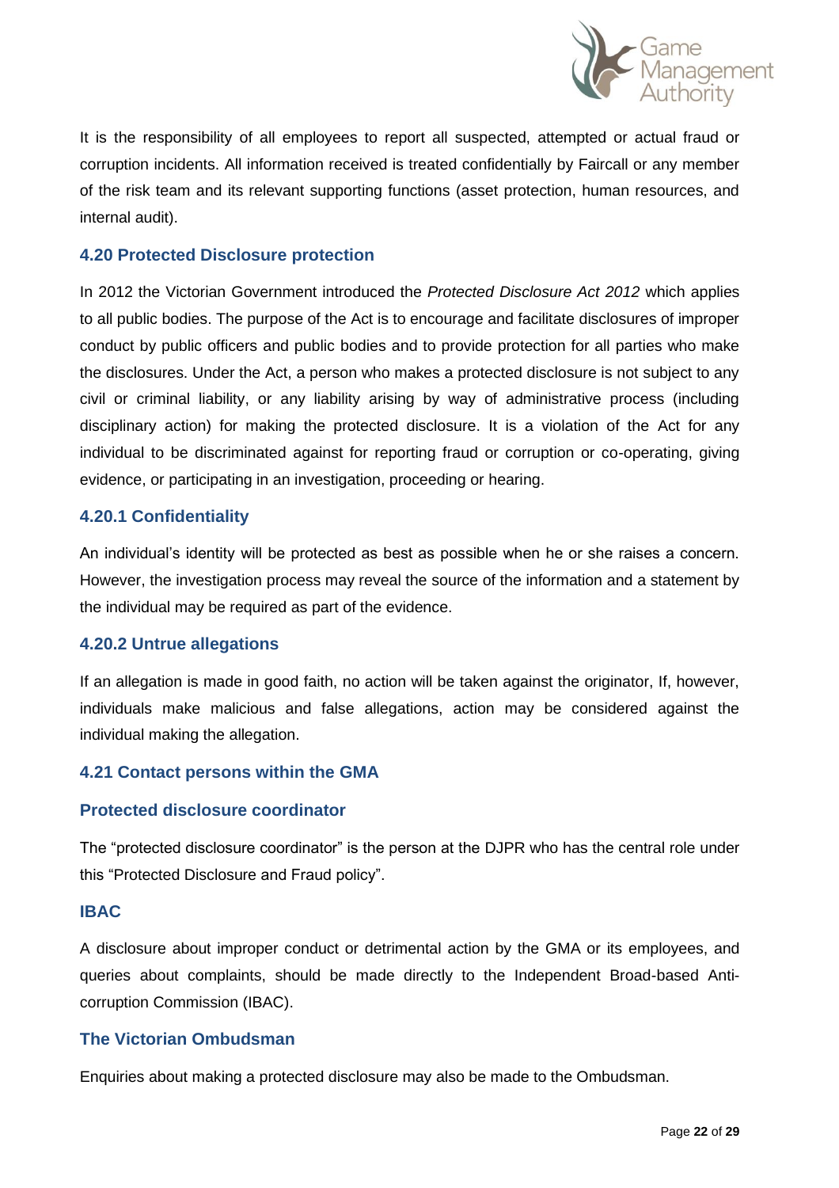It is the responsibility of all employees to report all suspected, attempted or actual fraud or corruption incidents. All information received is treated confidentially by Faircall or any member of the risk team and its relevant supporting functions (asset protection, human resources, and internal audit).

### 4.20 Protected Disclosure protection

In 2012 the Victorian Government introduced the *Protected Disclosure Act 2012* which applies to all public bodies. The purpose of the Act is to encourage and facilitate disclosures of improper conduct by public officers and public bodies and to provide protection for all parties who make the disclosures. Under the Act, a person who makes a protected disclosure is not subject to any civil or criminal liability, or any liability arising by way of administrative process (including disciplinary action) for making the protected disclosure. It is a violation of the Act for any individual to be discriminated against for reporting fraud or corruption or co-operating, giving evidence, or participating in an investigation, proceeding or hearing.

#### 4.20.1 Confidentiality

An individual's identity will be protected as best as possible when he or she raises a concern. However, the investigation process may reveal the source of the information and a statement by the individual may be required as part of the evidence.

#### 4.20.2 Untrue allegations

If an allegation is made in good faith, no action will be taken against the originator, If, however, individuals make malicious and false allegations, action may be considered against the individual making the allegation.

### 4.21 Contact persons within the GMA

#### Protected disclosure coordinator

The "protected disclosure coordinator" is the person at the DJPR who has the central role under this "Protected Disclosure and Fraud policy".

#### IBAC

A disclosure about improper conduct or detrimental action by the GMA or its employees, and queries about complaints, should be made directly to the Independent Broad-based Anti-corruption Commission (IBAC).

#### The Victorian Ombudsman

Enquiries about making a protected disclosure may also be made to the Ombudsman.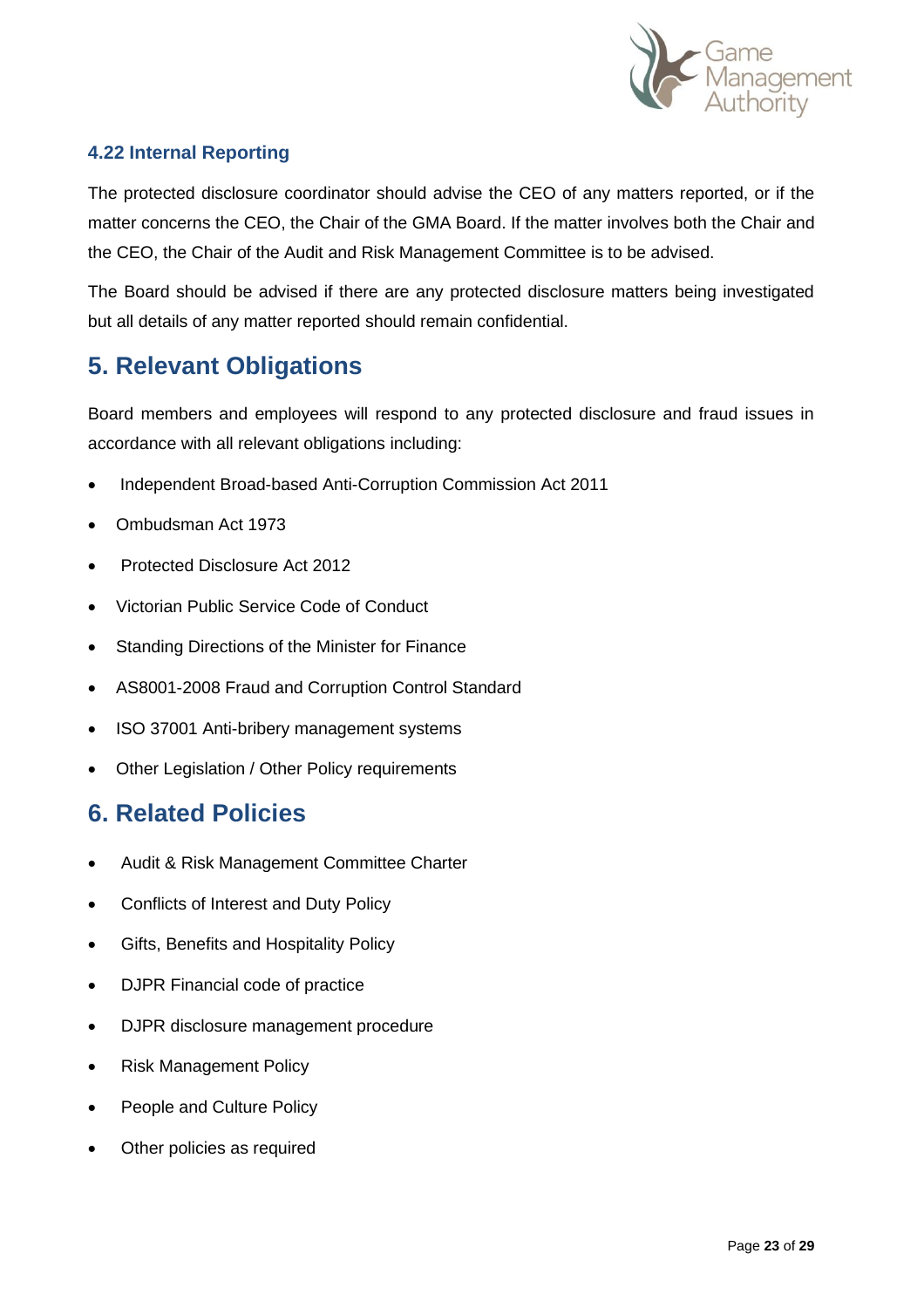### 4.22 Internal Reporting

The protected disclosure coordinator should advise the CEO of any matters reported, or if the matter concerns the CEO, the Chair of the GMA Board. If the matter involves both the Chair and the CEO, the Chair of the Audit and Risk Management Committee is to be advised.

The Board should be advised if there are any protected disclosure matters being investigated but all details of any matter reported should remain confidential.

## 5. Relevant Obligations

Board members and employees will respond to any protected disclosure and fraud issues in accordance with all relevant obligations including:

- Independent Broad-based Anti-Corruption Commission Act 2011
- Ombudsman Act 1973
- Protected Disclosure Act 2012
- Victorian Public Service Code of Conduct
- Standing Directions of the Minister for Finance
- AS8001-2008 Fraud and Corruption Control Standard
- ISO 37001 Anti-bribery management systems
- Other Legislation / Other Policy requirements

## 6. Related Policies

- Audit & Risk Management Committee Charter
- Conflicts of Interest and Duty Policy
- Gifts, Benefits and Hospitality Policy
- DJPR Financial code of practice
- DJPR disclosure management procedure
- Risk Management Policy
- People and Culture Policy
- Other policies as required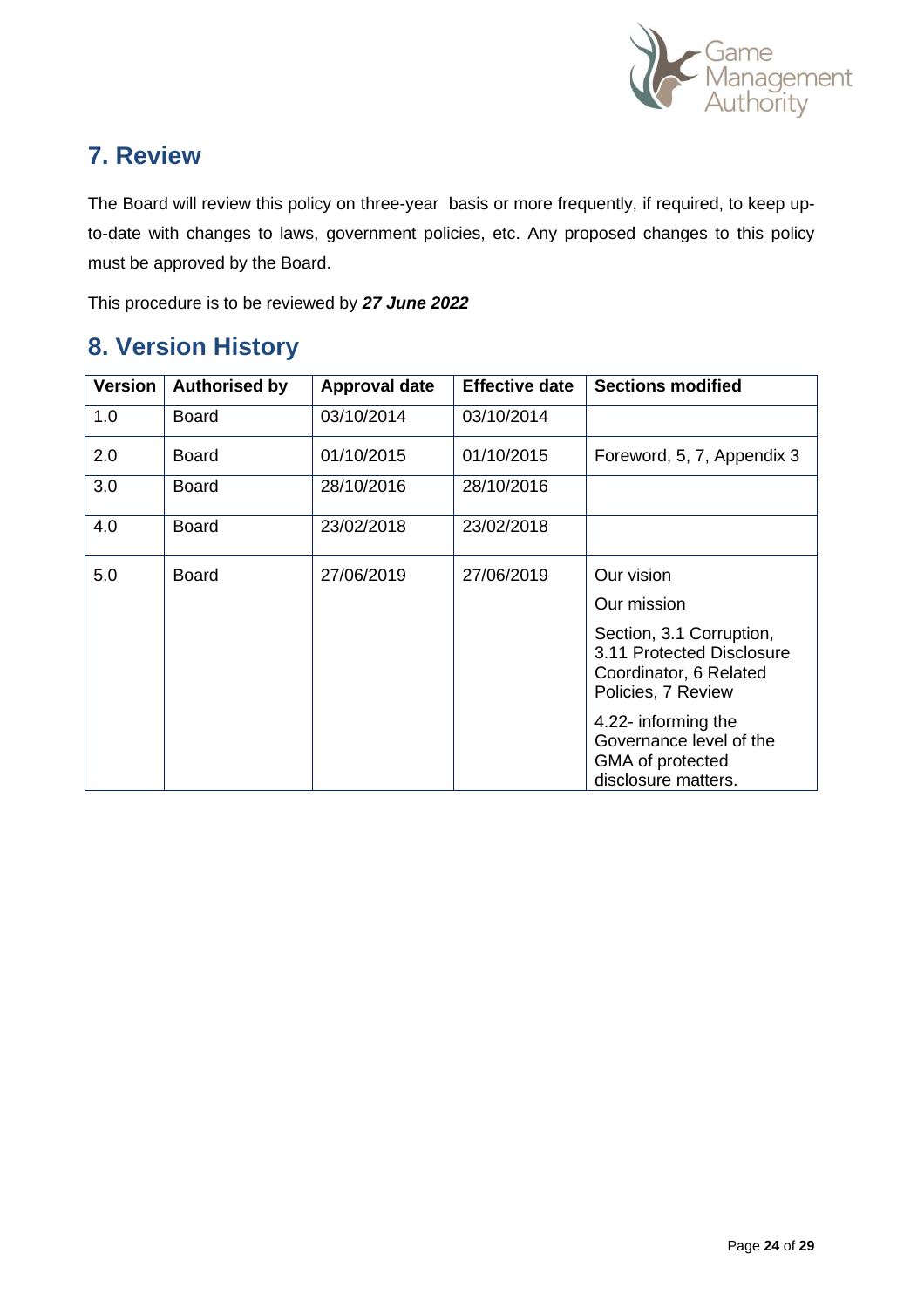## 7. Review

The Board will review this policy on three-year basis or more frequently, if required, to keep up-to-date with changes to laws, government policies, etc. Any proposed changes to this policy must be approved by the Board.

This procedure is to be reviewed by ***27 June 2022***

## 8. Version History

| Version | Authorised by | Approval date | Effective date | Sections modified |
|---|---|---|---|---|
| 1.0 | Board | 03/10/2014 | 03/10/2014 | |
| 2.0 | Board | 01/10/2015 | 01/10/2015 | Foreword, 5, 7, Appendix 3 |
| 3.0 | Board | 28/10/2016 | 28/10/2016 | |
| 4.0 | Board | 23/02/2018 | 23/02/2018 | |
| 5.0 | Board | 27/06/2019 | 27/06/2019 | Our vision<br>Our mission<br>Section, 3.1 Corruption, 3.11 Protected Disclosure Coordinator, 6 Related Policies, 7 Review<br>4.22- informing the Governance level of the GMA of protected disclosure matters. |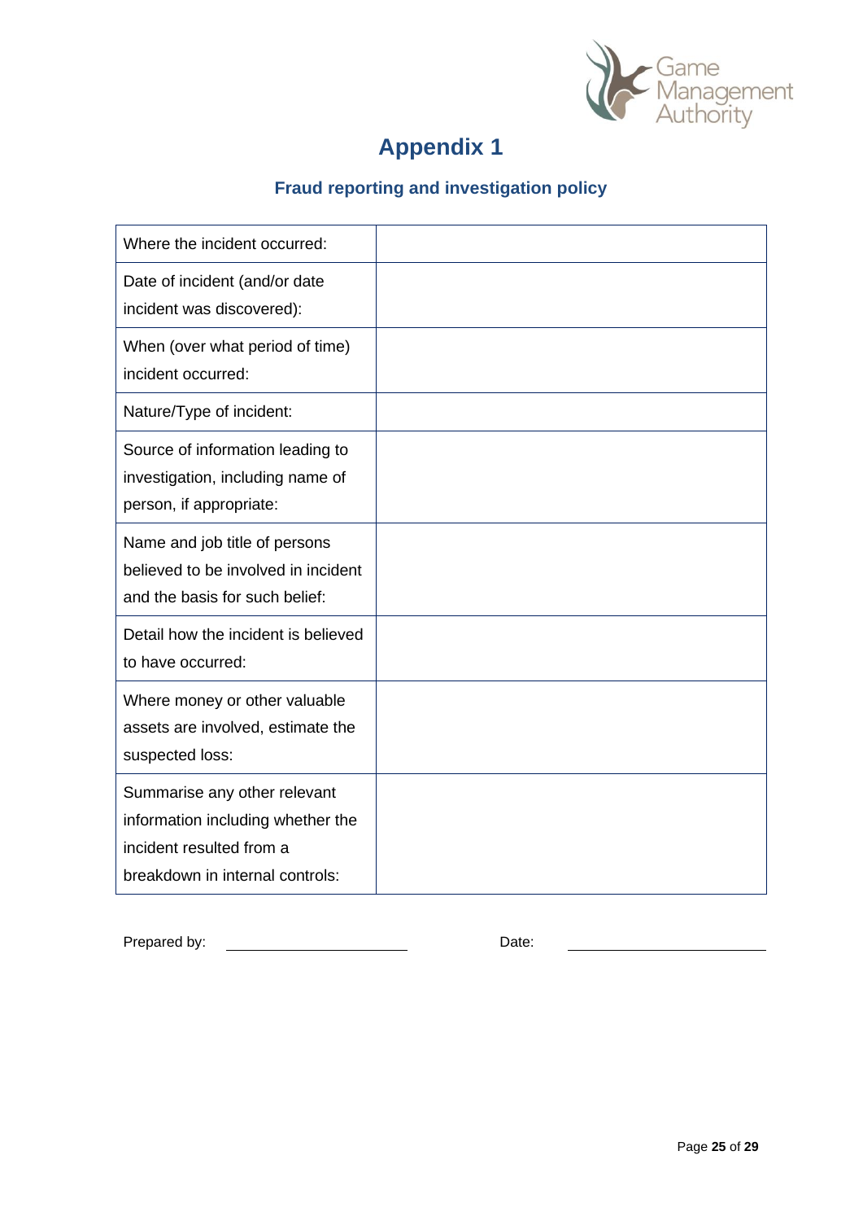# Appendix 1

## Fraud reporting and investigation policy

| | |
|---|---|
| Where the incident occurred: | |
| Date of incident (and/or date incident was discovered): | |
| When (over what period of time) incident occurred: | |
| Nature/Type of incident: | |
| Source of information leading to investigation, including name of person, if appropriate: | |
| Name and job title of persons believed to be involved in incident and the basis for such belief: | |
| Detail how the incident is believed to have occurred: | |
| Where money or other valuable assets are involved, estimate the suspected loss: | |
| Summarise any other relevant information including whether the incident resulted from a breakdown in internal controls: | |

Prepared by: ______________________ Date: ______________________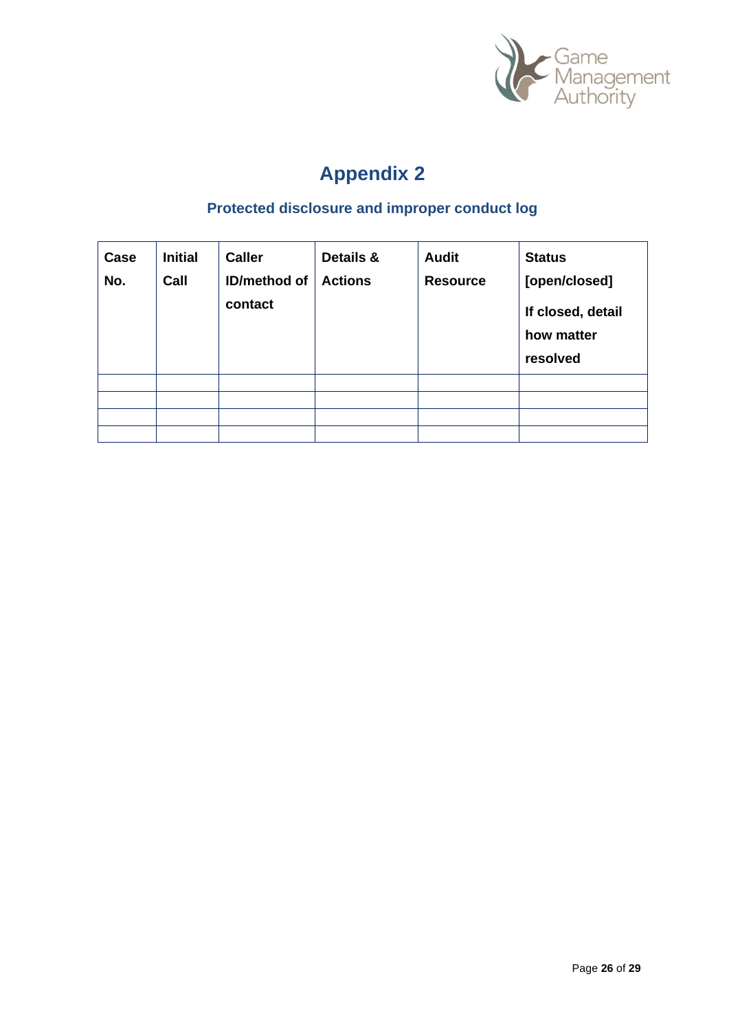# Appendix 2

## Protected disclosure and improper conduct log

| Case No. | Initial Call | Caller ID/method of contact | Details & Actions | Audit Resource | Status [open/closed] If closed, detail how matter resolved |
|---|---|---|---|---|---|
| | | | | | |
| | | | | | |
| | | | | | |
| | | | | | |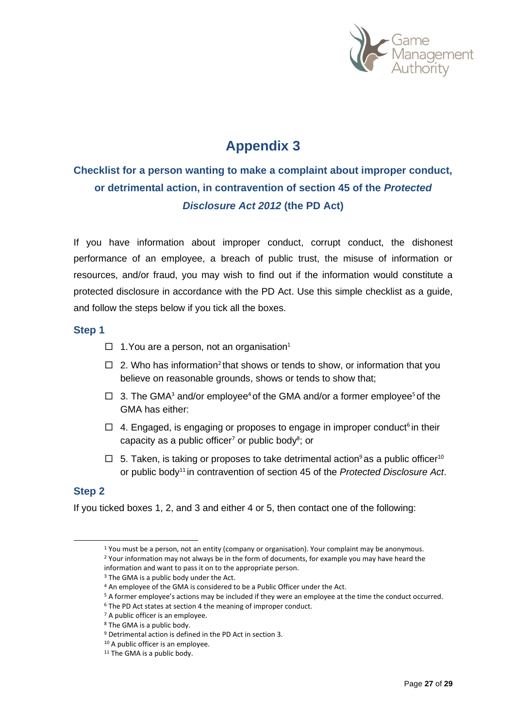#### Appendix 3

## Checklist for a person wanting to make a complaint about improper conduct, or detrimental action, in contravention of section 45 of the *Protected Disclosure Act 2012* (the PD Act)

If you have information about improper conduct, corrupt conduct, the dishonest performance of an employee, a breach of public trust, the misuse of information or resources, and/or fraud, you may wish to find out if the information would constitute a protected disclosure in accordance with the PD Act. Use this simple checklist as a guide, and follow the steps below if you tick all the boxes.

### Step 1

- ☐ 1.You are a person, not an organisation[1]
- ☐ 2. Who has information[2] that shows or tends to show, or information that you believe on reasonable grounds, shows or tends to show that;
- ☐ 3. The GMA[3] and/or employee[4] of the GMA and/or a former employee[5] of the GMA has either:
- ☐ 4. Engaged, is engaging or proposes to engage in improper conduct[6] in their capacity as a public officer[7] or public body[8]; or
- ☐ 5. Taken, is taking or proposes to take detrimental action[9] as a public officer[10] or public body[11] in contravention of section 45 of the *Protected Disclosure Act*.

### Step 2

If you ticked boxes 1, 2, and 3 and either 4 or 5, then contact one of the following:

---

[1] You must be a person, not an entity (company or organisation). Your complaint may be anonymous.
[2] Your information may not always be in the form of documents, for example you may have heard the information and want to pass it on to the appropriate person.
[3] The GMA is a public body under the Act.
[4] An employee of the GMA is considered to be a Public Officer under the Act.
[5] A former employee's actions may be included if they were an employee at the time the conduct occurred.
[6] The PD Act states at section 4 the meaning of improper conduct.
[7] A public officer is an employee.
[8] The GMA is a public body.
[9] Detrimental action is defined in the PD Act in section 3.
[10] A public officer is an employee.
[11] The GMA is a public body.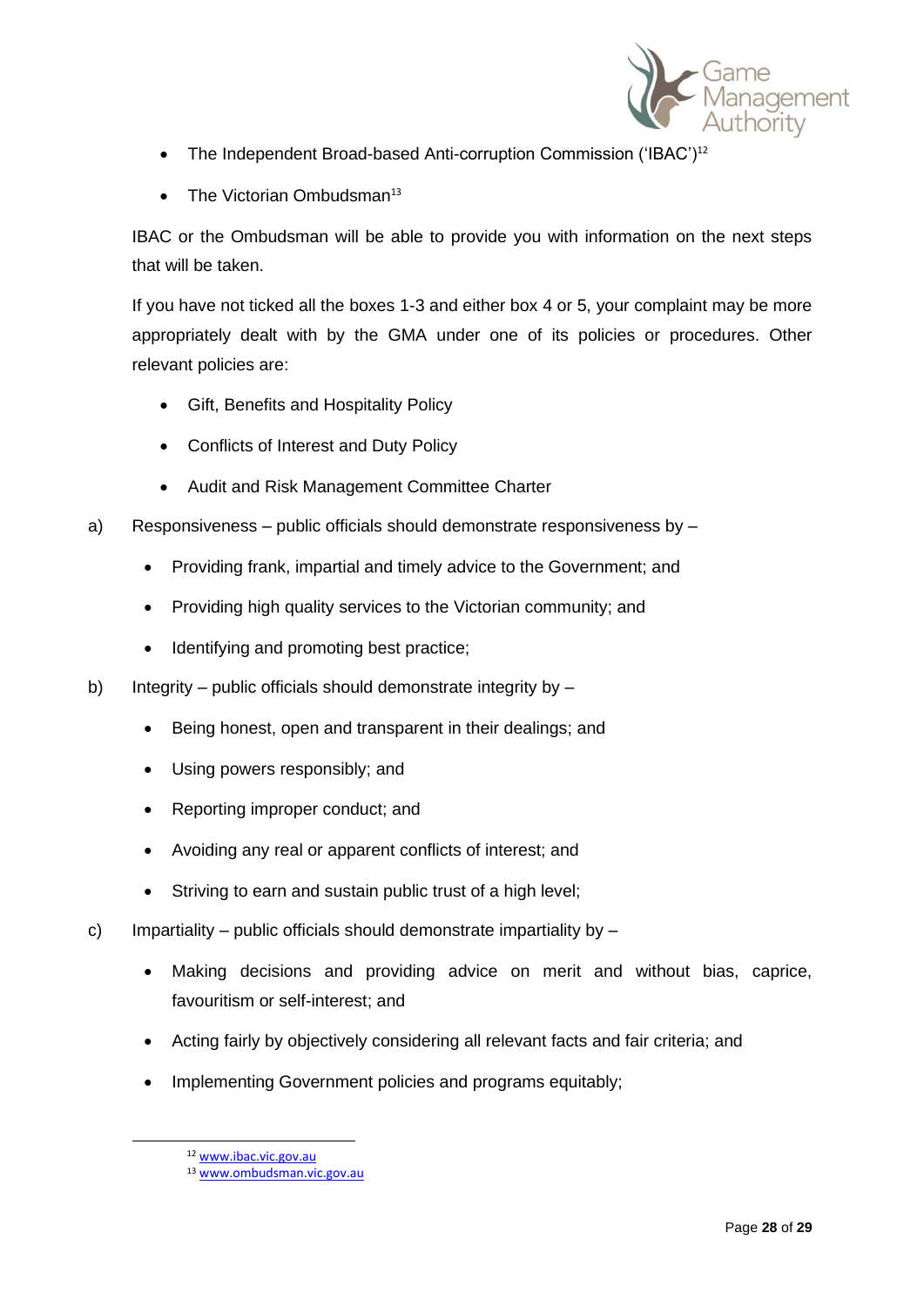- The Independent Broad-based Anti-corruption Commission ('IBAC')[12]
- The Victorian Ombudsman[13]

IBAC or the Ombudsman will be able to provide you with information on the next steps that will be taken.

If you have not ticked all the boxes 1-3 and either box 4 or 5, your complaint may be more appropriately dealt with by the GMA under one of its policies or procedures. Other relevant policies are:

- Gift, Benefits and Hospitality Policy
- Conflicts of Interest and Duty Policy
- Audit and Risk Management Committee Charter

a) Responsiveness – public officials should demonstrate responsiveness by –

- Providing frank, impartial and timely advice to the Government; and
- Providing high quality services to the Victorian community; and
- Identifying and promoting best practice;

b) Integrity – public officials should demonstrate integrity by –

- Being honest, open and transparent in their dealings; and
- Using powers responsibly; and
- Reporting improper conduct; and
- Avoiding any real or apparent conflicts of interest; and
- Striving to earn and sustain public trust of a high level;

c) Impartiality – public officials should demonstrate impartiality by –

- Making decisions and providing advice on merit and without bias, caprice, favouritism or self-interest; and
- Acting fairly by objectively considering all relevant facts and fair criteria; and
- Implementing Government policies and programs equitably;

[12] www.ibac.vic.gov.au

[13] www.ombudsman.vic.gov.au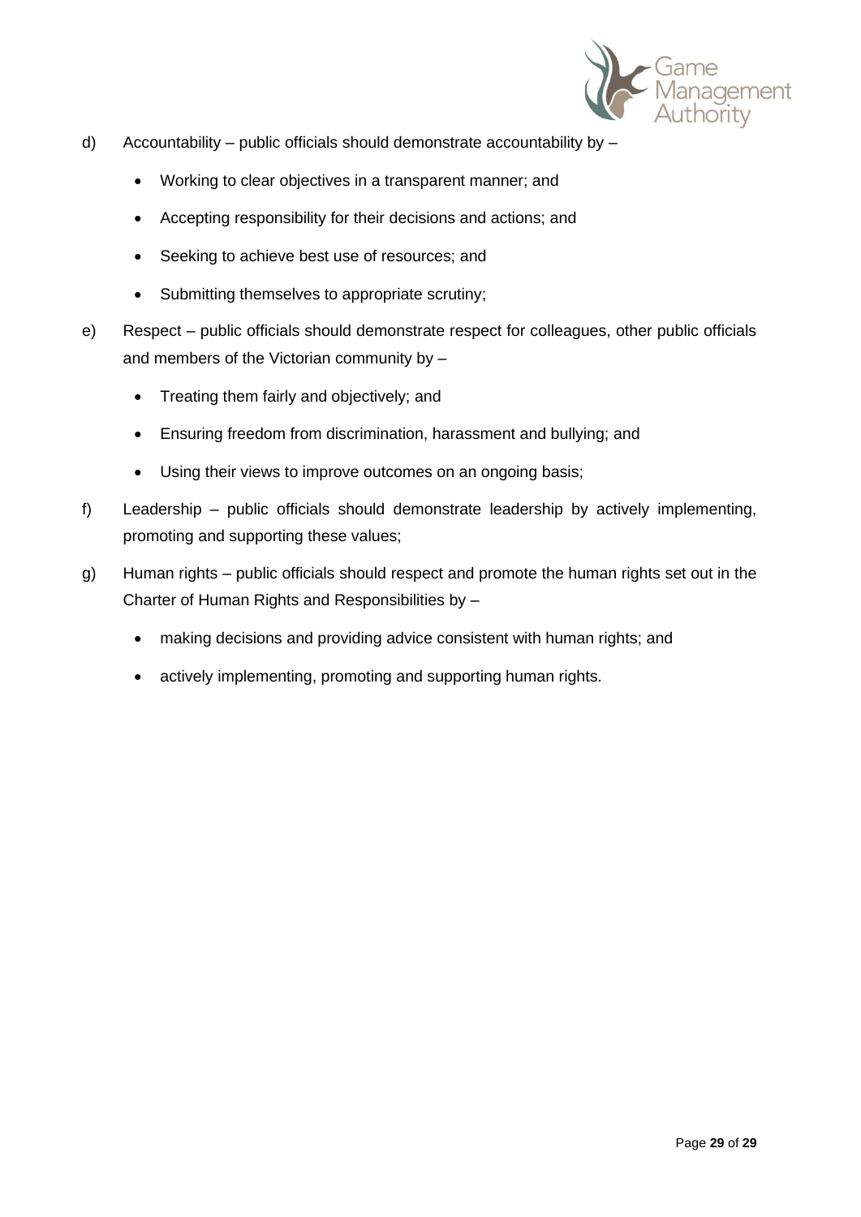d) Accountability – public officials should demonstrate accountability by –

- Working to clear objectives in a transparent manner; and
- Accepting responsibility for their decisions and actions; and
- Seeking to achieve best use of resources; and
- Submitting themselves to appropriate scrutiny;

e) Respect – public officials should demonstrate respect for colleagues, other public officials and members of the Victorian community by –

- Treating them fairly and objectively; and
- Ensuring freedom from discrimination, harassment and bullying; and
- Using their views to improve outcomes on an ongoing basis;

f) Leadership – public officials should demonstrate leadership by actively implementing, promoting and supporting these values;

g) Human rights – public officials should respect and promote the human rights set out in the Charter of Human Rights and Responsibilities by –

- making decisions and providing advice consistent with human rights; and
- actively implementing, promoting and supporting human rights.